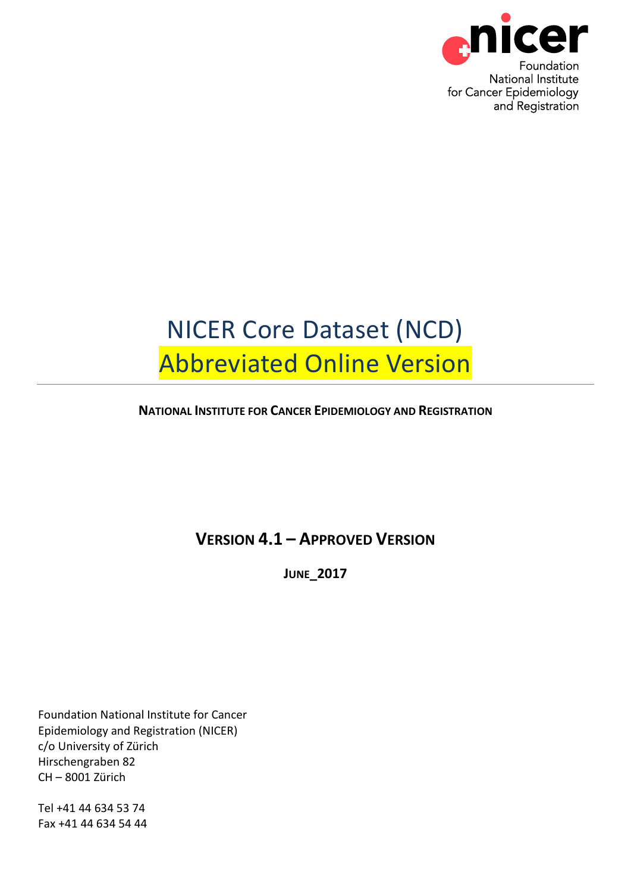nicer

Foundation
National Institute
for Cancer Epidemiology
and Registration

# NICER Core Dataset (NCD)

# Abbreviated Online Version

**NATIONAL INSTITUTE FOR CANCER EPIDEMIOLOGY AND REGISTRATION**

**VERSION 4.1 – APPROVED VERSION**

**JUNE_2017**

Foundation National Institute for Cancer Epidemiology and Registration (NICER)
c/o University of Zürich
Hirschengraben 82
CH – 8001 Zürich

Tel +41 44 634 53 74
Fax +41 44 634 54 44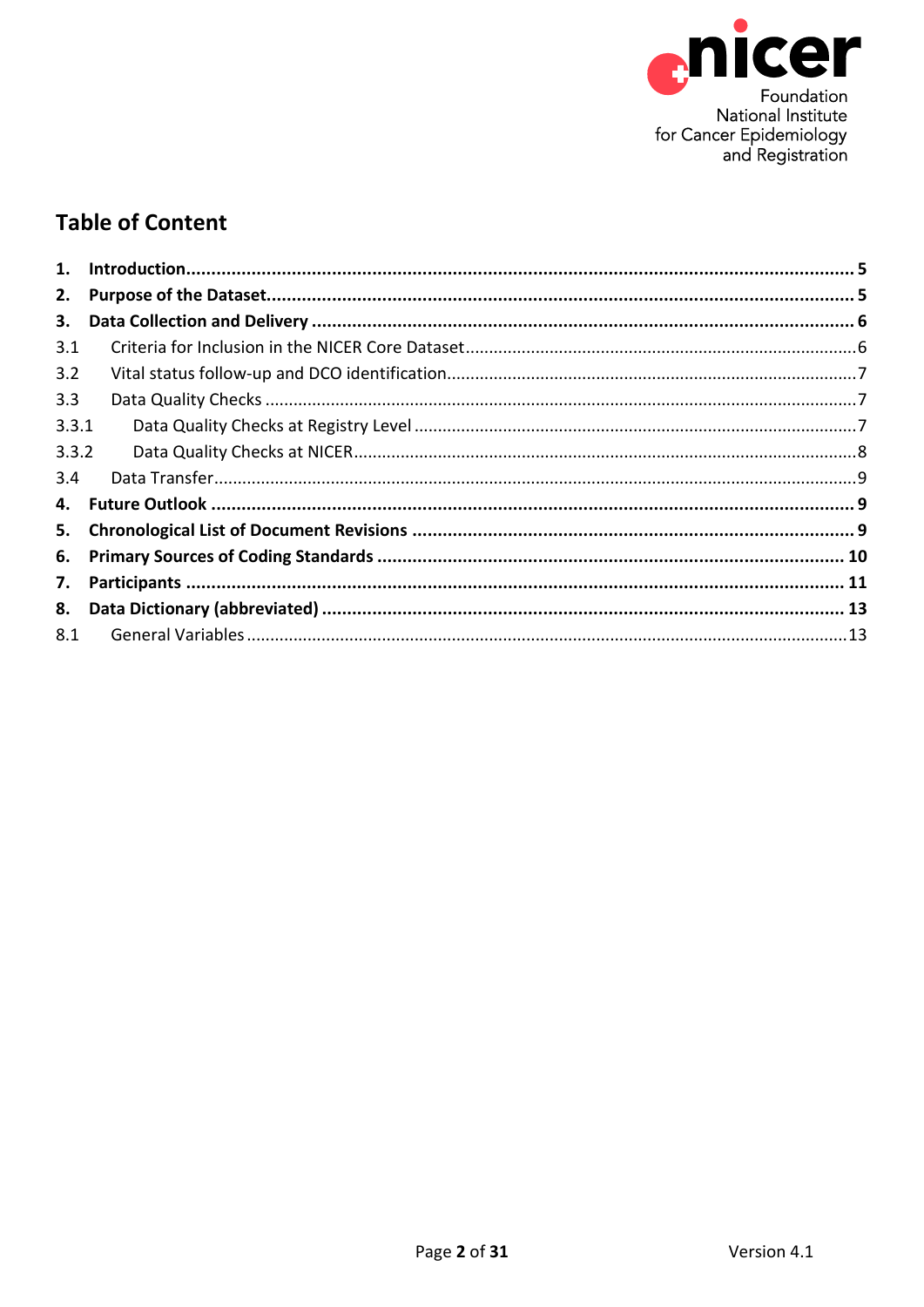## Table of Content

1. **Introduction** ........................................................................ **5**
2. **Purpose of the Dataset** ........................................................................ **5**
3. **Data Collection and Delivery** ........................................................................ **6**

3.1 Criteria for Inclusion in the NICER Core Dataset ........................................................................ 6

3.2 Vital status follow-up and DCO identification ........................................................................ 7

3.3 Data Quality Checks ........................................................................ 7

3.3.1 Data Quality Checks at Registry Level ........................................................................ 7

3.3.2 Data Quality Checks at NICER ........................................................................ 8

3.4 Data Transfer ........................................................................ 9

4. **Future Outlook** ........................................................................ **9**
5. **Chronological List of Document Revisions** ........................................................................ **9**
6. **Primary Sources of Coding Standards** ........................................................................ **10**
7. **Participants** ........................................................................ **11**
8. **Data Dictionary (abbreviated)** ........................................................................ **13**

8.1 General Variables ........................................................................ 13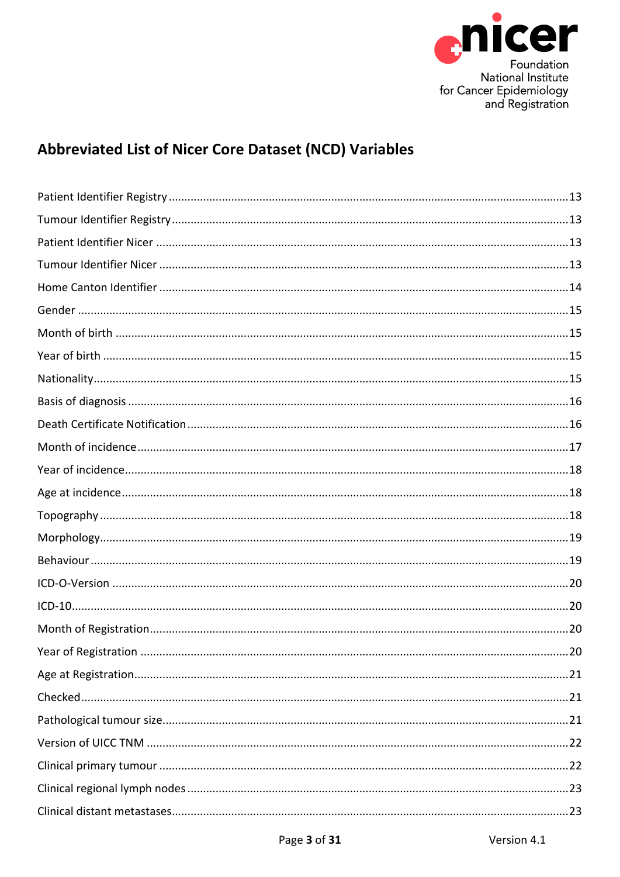## Abbreviated List of Nicer Core Dataset (NCD) Variables

Patient Identifier Registry ........................................ 13

Tumour Identifier Registry ........................................ 13

Patient Identifier Nicer ........................................ 13

Tumour Identifier Nicer ........................................ 13

Home Canton Identifier ........................................ 14

Gender ........................................ 15

Month of birth ........................................ 15

Year of birth ........................................ 15

Nationality ........................................ 15

Basis of diagnosis ........................................ 16

Death Certificate Notification ........................................ 16

Month of incidence ........................................ 17

Year of incidence ........................................ 18

Age at incidence ........................................ 18

Topography ........................................ 18

Morphology ........................................ 19

Behaviour ........................................ 19

ICD-O-Version ........................................ 20

ICD-10 ........................................ 20

Month of Registration ........................................ 20

Year of Registration ........................................ 20

Age at Registration ........................................ 21

Checked ........................................ 21

Pathological tumour size ........................................ 21

Version of UICC TNM ........................................ 22

Clinical primary tumour ........................................ 22

Clinical regional lymph nodes ........................................ 23

Clinical distant metastases ........................................ 23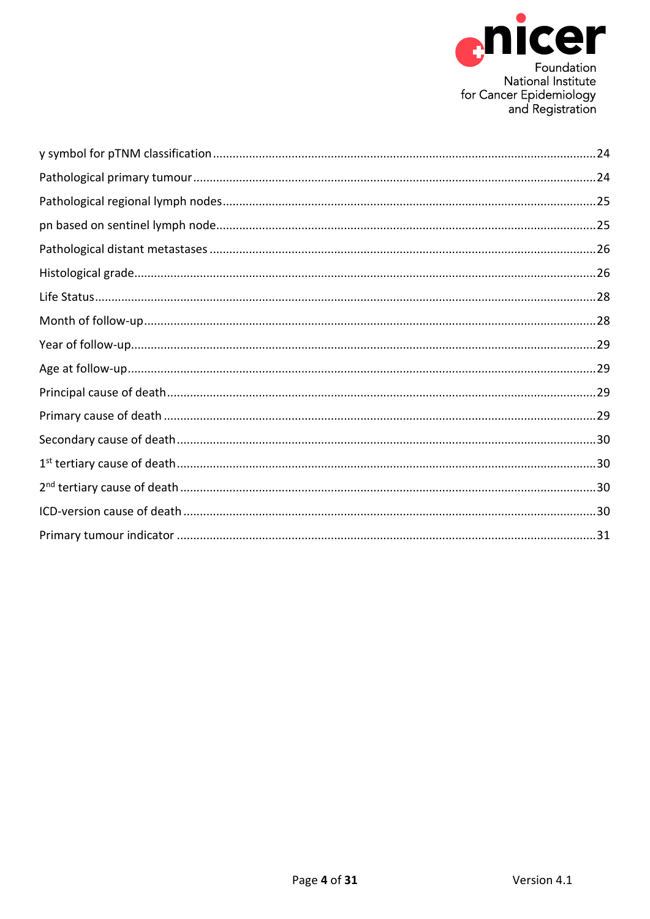y symbol for pTNM classification ........................................................................................................24

Pathological primary tumour ................................................................................................................24

Pathological regional lymph nodes ......................................................................................................25

pn based on sentinel lymph node.........................................................................................................25

Pathological distant metastases ..........................................................................................................26

Histological grade...................................................................................................................................26

Life Status...............................................................................................................................................28

Month of follow-up.................................................................................................................................28

Year of follow-up.....................................................................................................................................29

Age at follow-up......................................................................................................................................29

Principal cause of death.........................................................................................................................29

Primary cause of death ..........................................................................................................................29

Secondary cause of death......................................................................................................................30

1st tertiary cause of death......................................................................................................................30

2nd tertiary cause of death ....................................................................................................................30

ICD-version cause of death ...................................................................................................................30

Primary tumour indicator ......................................................................................................................31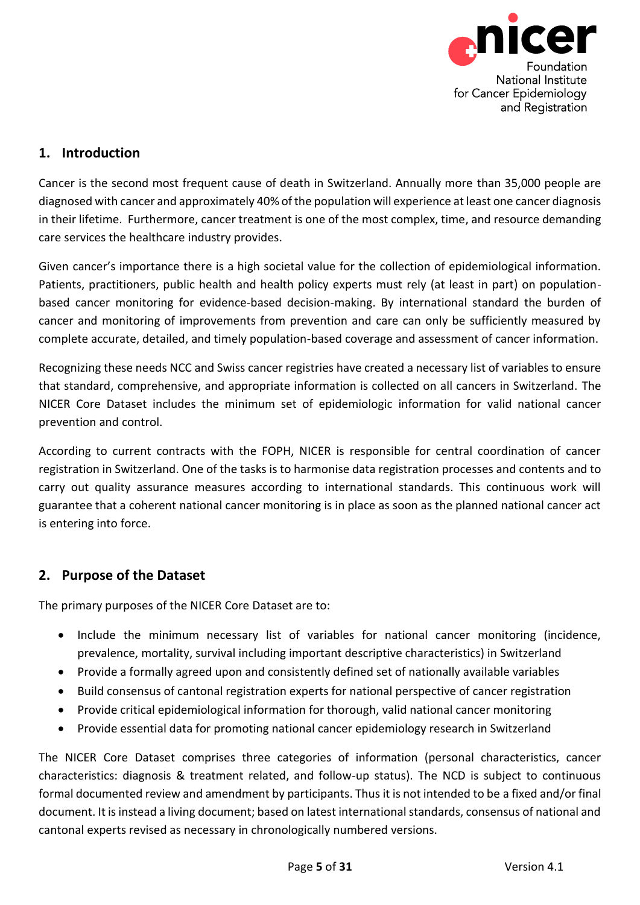## 1. Introduction

Cancer is the second most frequent cause of death in Switzerland. Annually more than 35,000 people are diagnosed with cancer and approximately 40% of the population will experience at least one cancer diagnosis in their lifetime. Furthermore, cancer treatment is one of the most complex, time, and resource demanding care services the healthcare industry provides.

Given cancer's importance there is a high societal value for the collection of epidemiological information. Patients, practitioners, public health and health policy experts must rely (at least in part) on population-based cancer monitoring for evidence-based decision-making. By international standard the burden of cancer and monitoring of improvements from prevention and care can only be sufficiently measured by complete accurate, detailed, and timely population-based coverage and assessment of cancer information.

Recognizing these needs NCC and Swiss cancer registries have created a necessary list of variables to ensure that standard, comprehensive, and appropriate information is collected on all cancers in Switzerland. The NICER Core Dataset includes the minimum set of epidemiologic information for valid national cancer prevention and control.

According to current contracts with the FOPH, NICER is responsible for central coordination of cancer registration in Switzerland. One of the tasks is to harmonise data registration processes and contents and to carry out quality assurance measures according to international standards. This continuous work will guarantee that a coherent national cancer monitoring is in place as soon as the planned national cancer act is entering into force.

## 2. Purpose of the Dataset

The primary purposes of the NICER Core Dataset are to:

- Include the minimum necessary list of variables for national cancer monitoring (incidence, prevalence, mortality, survival including important descriptive characteristics) in Switzerland
- Provide a formally agreed upon and consistently defined set of nationally available variables
- Build consensus of cantonal registration experts for national perspective of cancer registration
- Provide critical epidemiological information for thorough, valid national cancer monitoring
- Provide essential data for promoting national cancer epidemiology research in Switzerland

The NICER Core Dataset comprises three categories of information (personal characteristics, cancer characteristics: diagnosis & treatment related, and follow-up status). The NCD is subject to continuous formal documented review and amendment by participants. Thus it is not intended to be a fixed and/or final document. It is instead a living document; based on latest international standards, consensus of national and cantonal experts revised as necessary in chronologically numbered versions.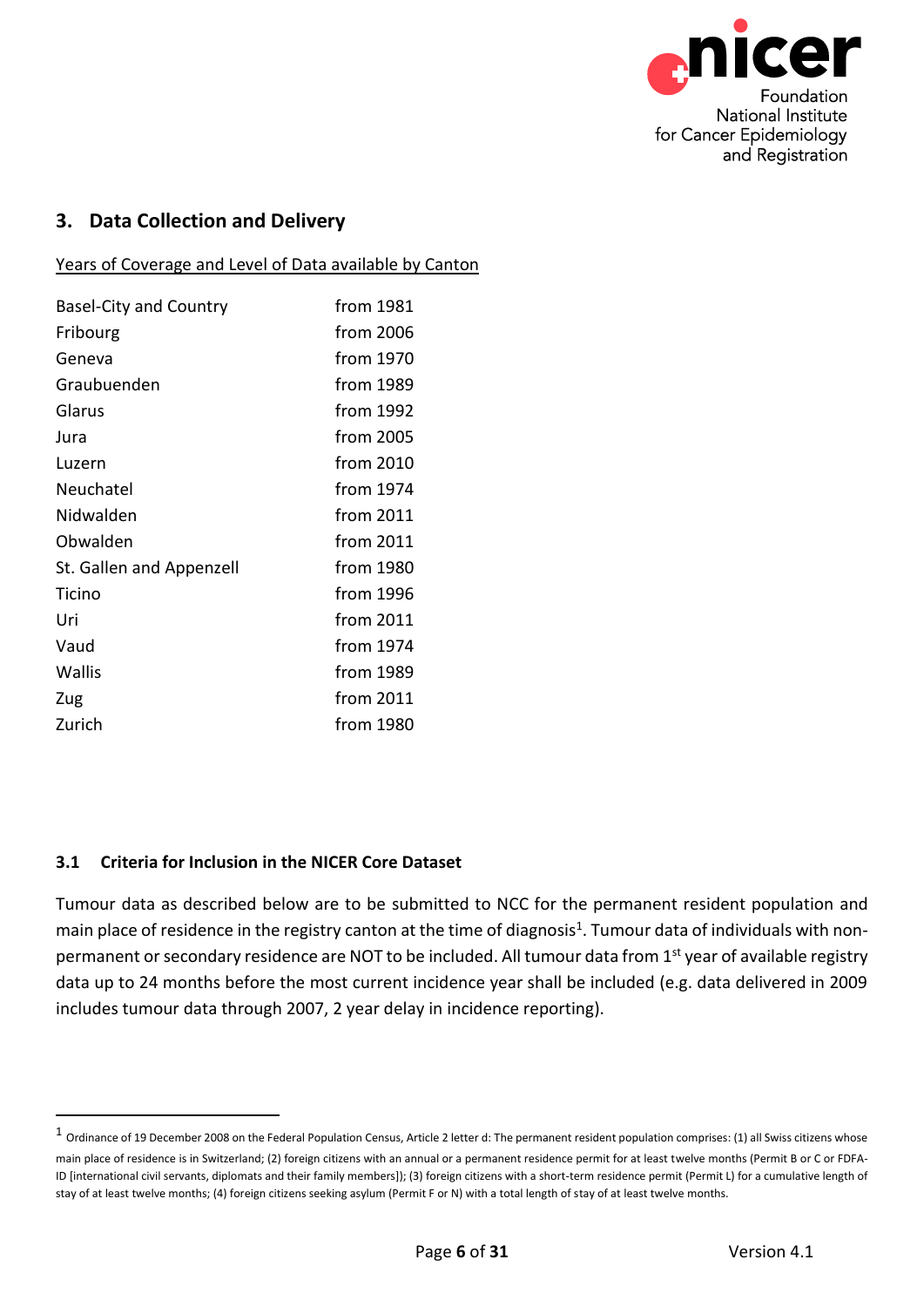## 3. Data Collection and Delivery

Years of Coverage and Level of Data available by Canton

| | |
|---|---|
| Basel-City and Country | from 1981 |
| Fribourg | from 2006 |
| Geneva | from 1970 |
| Graubuenden | from 1989 |
| Glarus | from 1992 |
| Jura | from 2005 |
| Luzern | from 2010 |
| Neuchatel | from 1974 |
| Nidwalden | from 2011 |
| Obwalden | from 2011 |
| St. Gallen and Appenzell | from 1980 |
| Ticino | from 1996 |
| Uri | from 2011 |
| Vaud | from 1974 |
| Wallis | from 1989 |
| Zug | from 2011 |
| Zurich | from 1980 |

### 3.1 Criteria for Inclusion in the NICER Core Dataset

Tumour data as described below are to be submitted to NCC for the permanent resident population and main place of residence in the registry canton at the time of diagnosis[1]. Tumour data of individuals with non-permanent or secondary residence are NOT to be included. All tumour data from 1st year of available registry data up to 24 months before the most current incidence year shall be included (e.g. data delivered in 2009 includes tumour data through 2007, 2 year delay in incidence reporting).

[1] Ordinance of 19 December 2008 on the Federal Population Census, Article 2 letter d: The permanent resident population comprises: (1) all Swiss citizens whose main place of residence is in Switzerland; (2) foreign citizens with an annual or a permanent residence permit for at least twelve months (Permit B or C or FDFA-ID [international civil servants, diplomats and their family members]); (3) foreign citizens with a short-term residence permit (Permit L) for a cumulative length of stay of at least twelve months; (4) foreign citizens seeking asylum (Permit F or N) with a total length of stay of at least twelve months.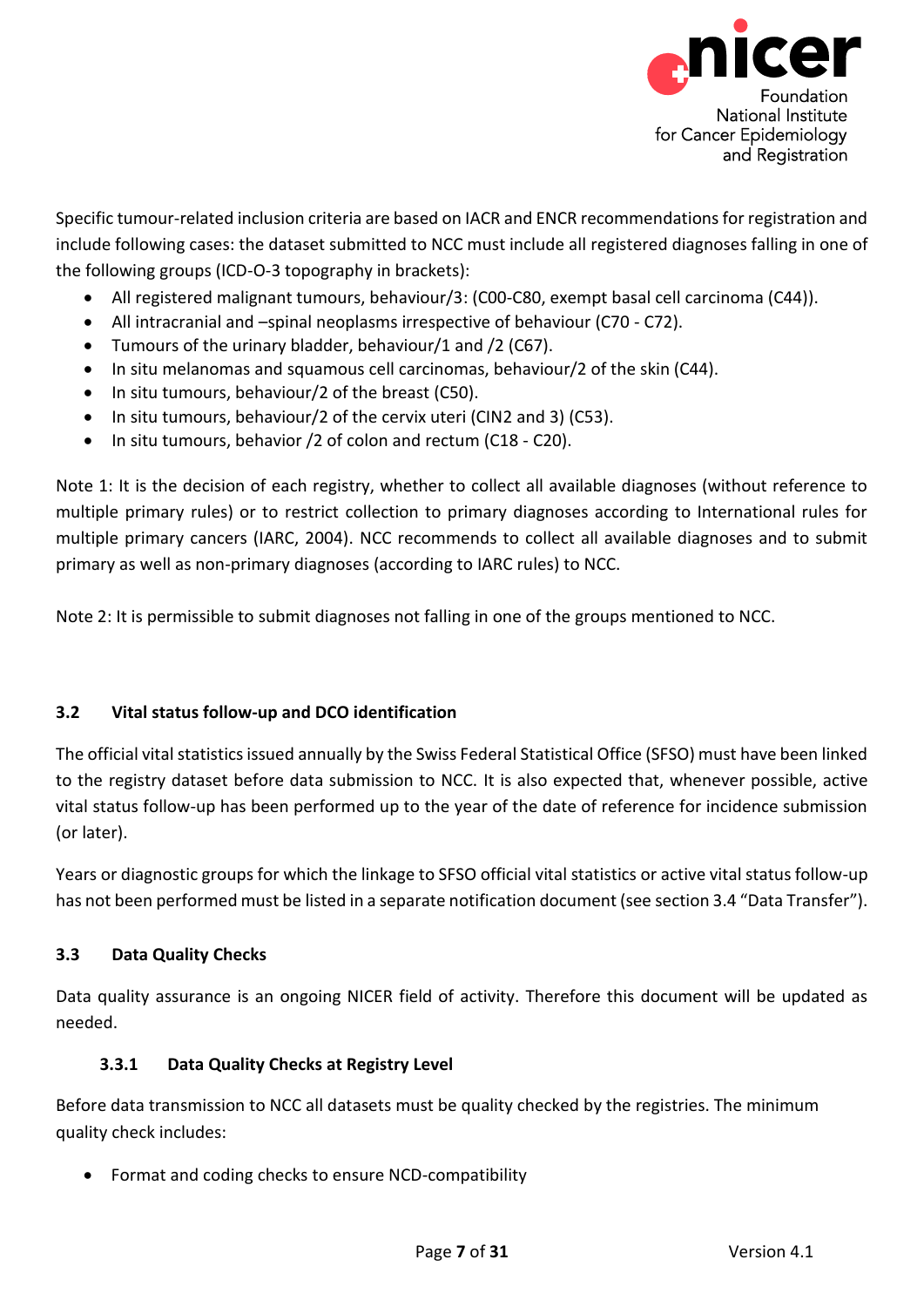Specific tumour-related inclusion criteria are based on IACR and ENCR recommendations for registration and include following cases: the dataset submitted to NCC must include all registered diagnoses falling in one of the following groups (ICD-O-3 topography in brackets):

- All registered malignant tumours, behaviour/3: (C00-C80, exempt basal cell carcinoma (C44)).
- All intracranial and –spinal neoplasms irrespective of behaviour (C70 - C72).
- Tumours of the urinary bladder, behaviour/1 and /2 (C67).
- In situ melanomas and squamous cell carcinomas, behaviour/2 of the skin (C44).
- In situ tumours, behaviour/2 of the breast (C50).
- In situ tumours, behaviour/2 of the cervix uteri (CIN2 and 3) (C53).
- In situ tumours, behavior /2 of colon and rectum (C18 - C20).

Note 1: It is the decision of each registry, whether to collect all available diagnoses (without reference to multiple primary rules) or to restrict collection to primary diagnoses according to International rules for multiple primary cancers (IARC, 2004). NCC recommends to collect all available diagnoses and to submit primary as well as non-primary diagnoses (according to IARC rules) to NCC.

Note 2: It is permissible to submit diagnoses not falling in one of the groups mentioned to NCC.

## 3.2 Vital status follow-up and DCO identification

The official vital statistics issued annually by the Swiss Federal Statistical Office (SFSO) must have been linked to the registry dataset before data submission to NCC. It is also expected that, whenever possible, active vital status follow-up has been performed up to the year of the date of reference for incidence submission (or later).

Years or diagnostic groups for which the linkage to SFSO official vital statistics or active vital status follow-up has not been performed must be listed in a separate notification document (see section 3.4 "Data Transfer").

## 3.3 Data Quality Checks

Data quality assurance is an ongoing NICER field of activity. Therefore this document will be updated as needed.

### 3.3.1 Data Quality Checks at Registry Level

Before data transmission to NCC all datasets must be quality checked by the registries. The minimum quality check includes:

- Format and coding checks to ensure NCD-compatibility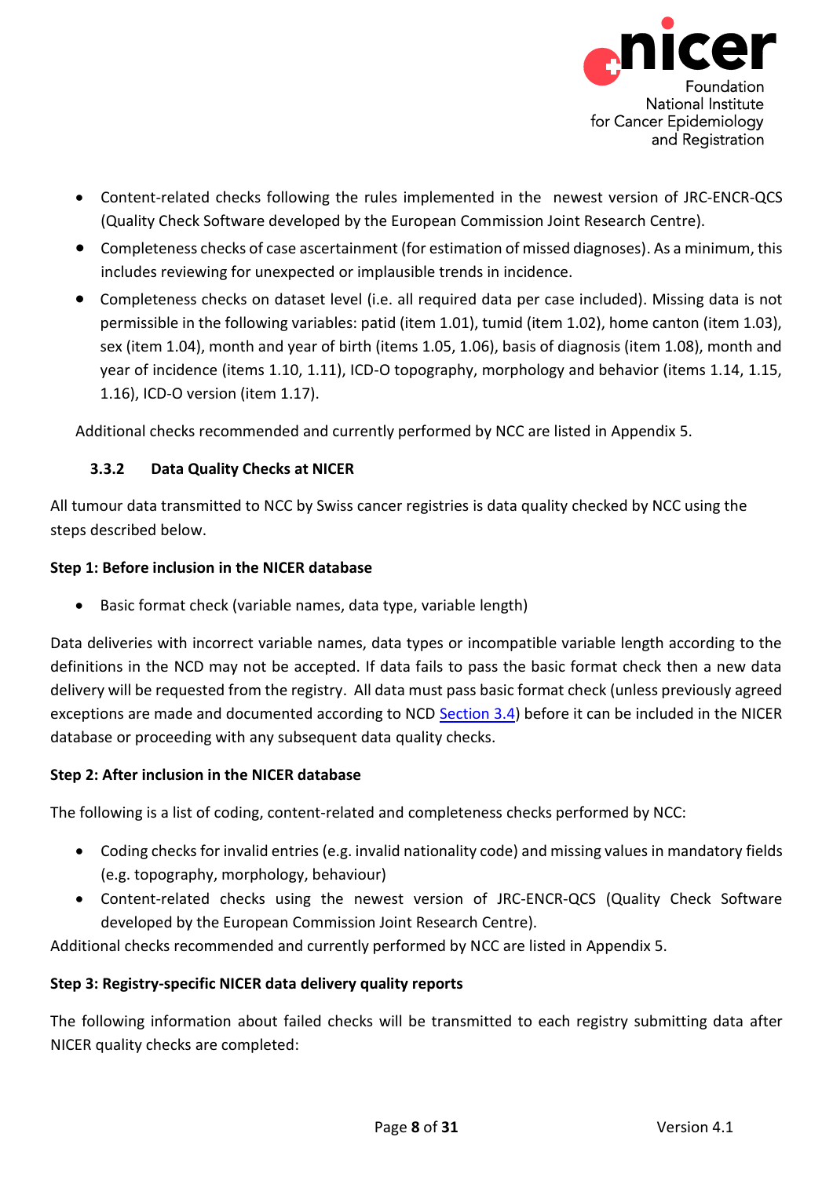- Content-related checks following the rules implemented in the newest version of JRC-ENCR-QCS (Quality Check Software developed by the European Commission Joint Research Centre).
- Completeness checks of case ascertainment (for estimation of missed diagnoses). As a minimum, this includes reviewing for unexpected or implausible trends in incidence.
- Completeness checks on dataset level (i.e. all required data per case included). Missing data is not permissible in the following variables: patid (item 1.01), tumid (item 1.02), home canton (item 1.03), sex (item 1.04), month and year of birth (items 1.05, 1.06), basis of diagnosis (item 1.08), month and year of incidence (items 1.10, 1.11), ICD-O topography, morphology and behavior (items 1.14, 1.15, 1.16), ICD-O version (item 1.17).

Additional checks recommended and currently performed by NCC are listed in Appendix 5.

### 3.3.2 Data Quality Checks at NICER

All tumour data transmitted to NCC by Swiss cancer registries is data quality checked by NCC using the steps described below.

**Step 1: Before inclusion in the NICER database**

- Basic format check (variable names, data type, variable length)

Data deliveries with incorrect variable names, data types or incompatible variable length according to the definitions in the NCD may not be accepted. If data fails to pass the basic format check then a new data delivery will be requested from the registry. All data must pass basic format check (unless previously agreed exceptions are made and documented according to NCD Section 3.4) before it can be included in the NICER database or proceeding with any subsequent data quality checks.

**Step 2: After inclusion in the NICER database**

The following is a list of coding, content-related and completeness checks performed by NCC:

- Coding checks for invalid entries (e.g. invalid nationality code) and missing values in mandatory fields (e.g. topography, morphology, behaviour)
- Content-related checks using the newest version of JRC-ENCR-QCS (Quality Check Software developed by the European Commission Joint Research Centre).

Additional checks recommended and currently performed by NCC are listed in Appendix 5.

**Step 3: Registry-specific NICER data delivery quality reports**

The following information about failed checks will be transmitted to each registry submitting data after NICER quality checks are completed: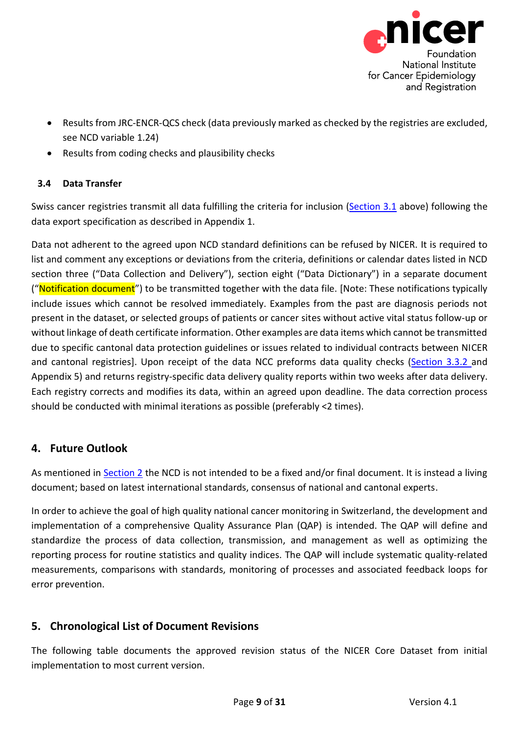- Results from JRC-ENCR-QCS check (data previously marked as checked by the registries are excluded, see NCD variable 1.24)
- Results from coding checks and plausibility checks

### 3.4 Data Transfer

Swiss cancer registries transmit all data fulfilling the criteria for inclusion (Section 3.1 above) following the data export specification as described in Appendix 1.

Data not adherent to the agreed upon NCD standard definitions can be refused by NICER. It is required to list and comment any exceptions or deviations from the criteria, definitions or calendar dates listed in NCD section three ("Data Collection and Delivery"), section eight ("Data Dictionary") in a separate document ("Notification document") to be transmitted together with the data file. [Note: These notifications typically include issues which cannot be resolved immediately. Examples from the past are diagnosis periods not present in the dataset, or selected groups of patients or cancer sites without active vital status follow-up or without linkage of death certificate information. Other examples are data items which cannot be transmitted due to specific cantonal data protection guidelines or issues related to individual contracts between NICER and cantonal registries]. Upon receipt of the data NCC preforms data quality checks (Section 3.3.2 and Appendix 5) and returns registry-specific data delivery quality reports within two weeks after data delivery. Each registry corrects and modifies its data, within an agreed upon deadline. The data correction process should be conducted with minimal iterations as possible (preferably <2 times).

## 4. Future Outlook

As mentioned in Section 2 the NCD is not intended to be a fixed and/or final document. It is instead a living document; based on latest international standards, consensus of national and cantonal experts.

In order to achieve the goal of high quality national cancer monitoring in Switzerland, the development and implementation of a comprehensive Quality Assurance Plan (QAP) is intended. The QAP will define and standardize the process of data collection, transmission, and management as well as optimizing the reporting process for routine statistics and quality indices. The QAP will include systematic quality-related measurements, comparisons with standards, monitoring of processes and associated feedback loops for error prevention.

## 5. Chronological List of Document Revisions

The following table documents the approved revision status of the NICER Core Dataset from initial implementation to most current version.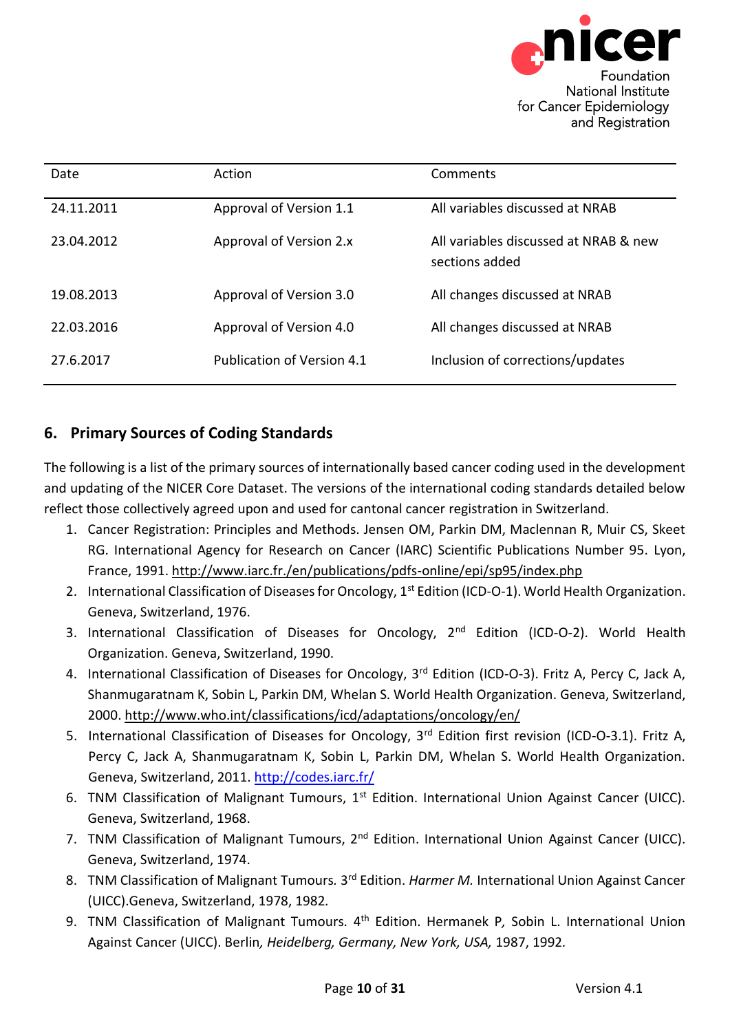| Date | Action | Comments |
|---|---|---|
| 24.11.2011 | Approval of Version 1.1 | All variables discussed at NRAB |
| 23.04.2012 | Approval of Version 2.x | All variables discussed at NRAB & new sections added |
| 19.08.2013 | Approval of Version 3.0 | All changes discussed at NRAB |
| 22.03.2016 | Approval of Version 4.0 | All changes discussed at NRAB |
| 27.6.2017 | Publication of Version 4.1 | Inclusion of corrections/updates |

## 6. Primary Sources of Coding Standards

The following is a list of the primary sources of internationally based cancer coding used in the development and updating of the NICER Core Dataset. The versions of the international coding standards detailed below reflect those collectively agreed upon and used for cantonal cancer registration in Switzerland.

1. Cancer Registration: Principles and Methods. Jensen OM, Parkin DM, Maclennan R, Muir CS, Skeet RG. International Agency for Research on Cancer (IARC) Scientific Publications Number 95. Lyon, France, 1991. http://www.iarc.fr./en/publications/pdfs-online/epi/sp95/index.php
2. International Classification of Diseases for Oncology, 1st Edition (ICD-O-1). World Health Organization. Geneva, Switzerland, 1976.
3. International Classification of Diseases for Oncology, 2nd Edition (ICD-O-2). World Health Organization. Geneva, Switzerland, 1990.
4. International Classification of Diseases for Oncology, 3rd Edition (ICD-O-3). Fritz A, Percy C, Jack A, Shanmugaratnam K, Sobin L, Parkin DM, Whelan S. World Health Organization. Geneva, Switzerland, 2000. http://www.who.int/classifications/icd/adaptations/oncology/en/
5. International Classification of Diseases for Oncology, 3rd Edition first revision (ICD-O-3.1). Fritz A, Percy C, Jack A, Shanmugaratnam K, Sobin L, Parkin DM, Whelan S. World Health Organization. Geneva, Switzerland, 2011. http://codes.iarc.fr/
6. TNM Classification of Malignant Tumours, 1st Edition. International Union Against Cancer (UICC). Geneva, Switzerland, 1968.
7. TNM Classification of Malignant Tumours, 2nd Edition. International Union Against Cancer (UICC). Geneva, Switzerland, 1974.
8. TNM Classification of Malignant Tumours. 3rd Edition. *Harmer M.* International Union Against Cancer (UICC).Geneva, Switzerland, 1978, 1982.
9. TNM Classification of Malignant Tumours. 4th Edition. Hermanek P*,* Sobin L. International Union Against Cancer (UICC). Berlin*, Heidelberg, Germany, New York, USA,* 1987, 1992.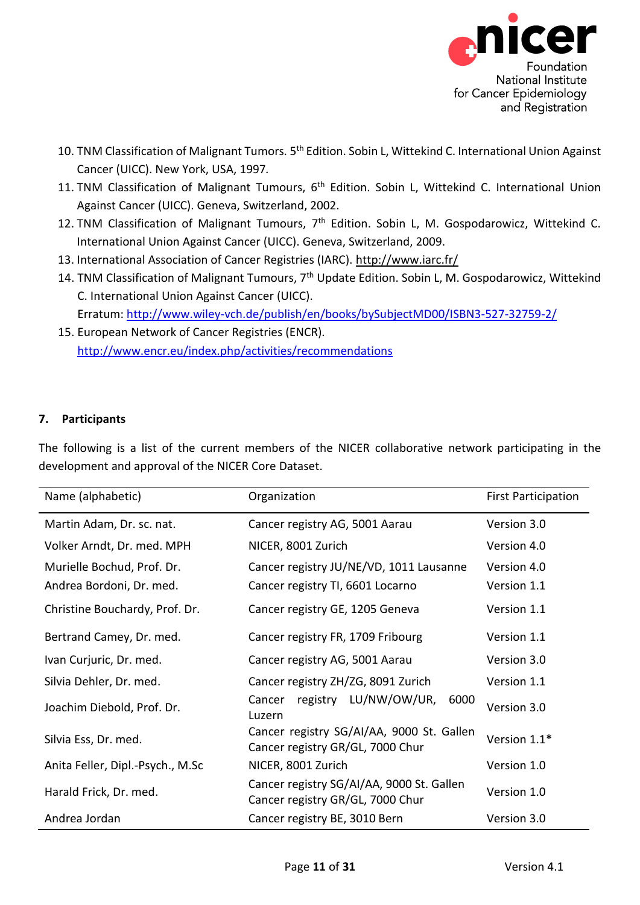10. TNM Classification of Malignant Tumors. 5th Edition. Sobin L, Wittekind C. International Union Against Cancer (UICC). New York, USA, 1997.
11. TNM Classification of Malignant Tumours, 6th Edition. Sobin L, Wittekind C. International Union Against Cancer (UICC). Geneva, Switzerland, 2002.
12. TNM Classification of Malignant Tumours, 7th Edition. Sobin L, M. Gospodarowicz, Wittekind C. International Union Against Cancer (UICC). Geneva, Switzerland, 2009.
13. International Association of Cancer Registries (IARC). http://www.iarc.fr/
14. TNM Classification of Malignant Tumours, 7th Update Edition. Sobin L, M. Gospodarowicz, Wittekind C. International Union Against Cancer (UICC).
    Erratum: http://www.wiley-vch.de/publish/en/books/bySubjectMD00/ISBN3-527-32759-2/
15. European Network of Cancer Registries (ENCR).
    http://www.encr.eu/index.php/activities/recommendations

## 7. Participants

The following is a list of the current members of the NICER collaborative network participating in the development and approval of the NICER Core Dataset.

| Name (alphabetic) | Organization | First Participation |
|---|---|---|
| Martin Adam, Dr. sc. nat. | Cancer registry AG, 5001 Aarau | Version 3.0 |
| Volker Arndt, Dr. med. MPH | NICER, 8001 Zurich | Version 4.0 |
| Murielle Bochud, Prof. Dr. | Cancer registry JU/NE/VD, 1011 Lausanne | Version 4.0 |
| Andrea Bordoni, Dr. med. | Cancer registry TI, 6601 Locarno | Version 1.1 |
| Christine Bouchardy, Prof. Dr. | Cancer registry GE, 1205 Geneva | Version 1.1 |
| Bertrand Camey, Dr. med. | Cancer registry FR, 1709 Fribourg | Version 1.1 |
| Ivan Curjuric, Dr. med. | Cancer registry AG, 5001 Aarau | Version 3.0 |
| Silvia Dehler, Dr. med. | Cancer registry ZH/ZG, 8091 Zurich | Version 1.1 |
| Joachim Diebold, Prof. Dr. | Cancer registry LU/NW/OW/UR, 6000 Luzern | Version 3.0 |
| Silvia Ess, Dr. med. | Cancer registry SG/AI/AA, 9000 St. Gallen<br>Cancer registry GR/GL, 7000 Chur | Version 1.1* |
| Anita Feller, Dipl.-Psych., M.Sc | NICER, 8001 Zurich | Version 1.0 |
| Harald Frick, Dr. med. | Cancer registry SG/AI/AA, 9000 St. Gallen<br>Cancer registry GR/GL, 7000 Chur | Version 1.0 |
| Andrea Jordan | Cancer registry BE, 3010 Bern | Version 3.0 |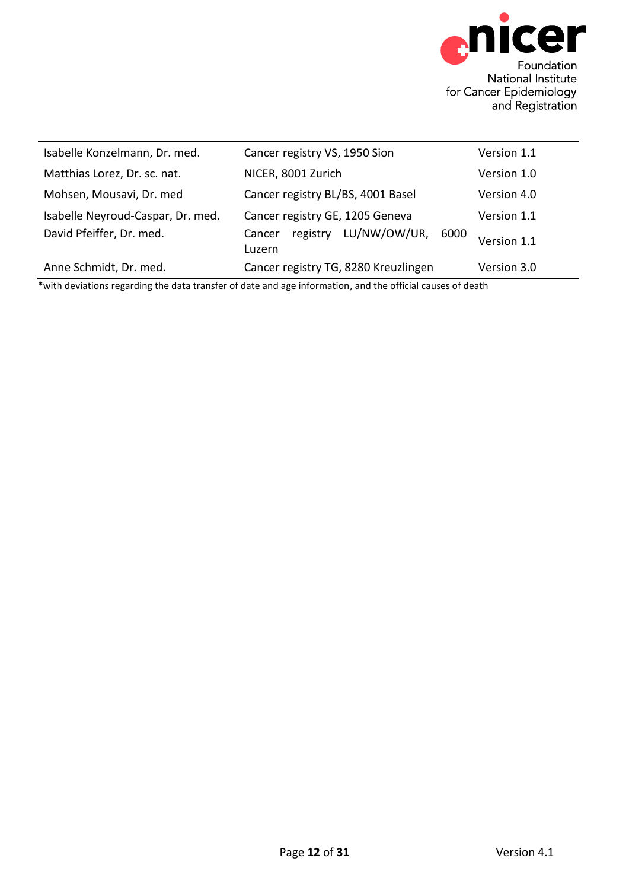| | | |
|---|---|---|
| Isabelle Konzelmann, Dr. med. | Cancer registry VS, 1950 Sion | Version 1.1 |
| Matthias Lorez, Dr. sc. nat. | NICER, 8001 Zurich | Version 1.0 |
| Mohsen, Mousavi, Dr. med | Cancer registry BL/BS, 4001 Basel | Version 4.0 |
| Isabelle Neyroud-Caspar, Dr. med. | Cancer registry GE, 1205 Geneva | Version 1.1 |
| David Pfeiffer, Dr. med. | Cancer registry LU/NW/OW/UR, 6000 Luzern | Version 1.1 |
| Anne Schmidt, Dr. med. | Cancer registry TG, 8280 Kreuzlingen | Version 3.0 |

*with deviations regarding the data transfer of date and age information, and the official causes of death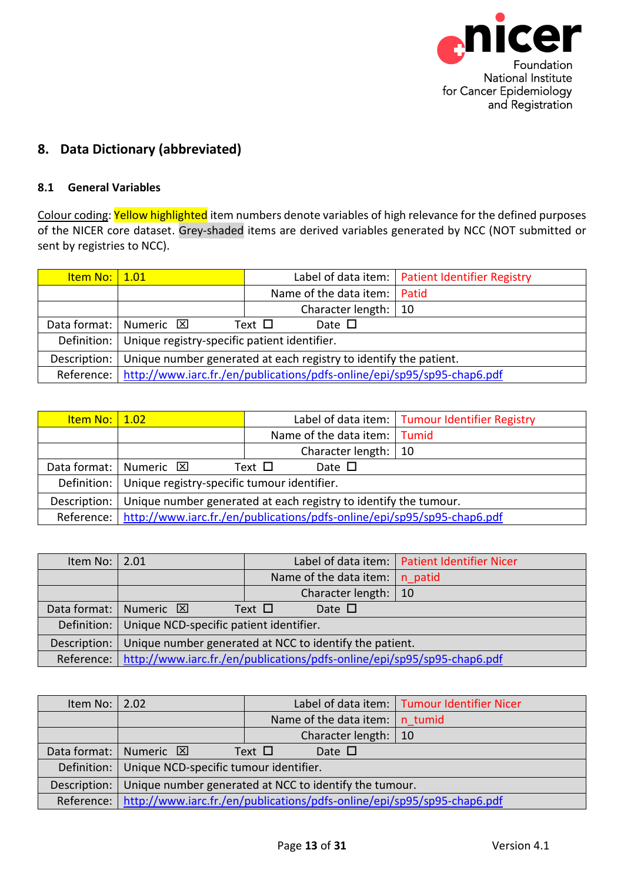## 8. Data Dictionary (abbreviated)

### 8.1 General Variables

Colour coding: Yellow highlighted item numbers denote variables of high relevance for the defined purposes of the NICER core dataset. Grey-shaded items are derived variables generated by NCC (NOT submitted or sent by registries to NCC).

| Item No: | 1.01 | Label of data item: | Patient Identifier Registry |
|---|---|---|---|
| | | Name of the data item: | Patid |
| | | Character length: | 10 |
| Data format: | Numeric ☒ Text ☐ Date ☐ | | |
| Definition: | Unique registry-specific patient identifier. | | |
| Description: | Unique number generated at each registry to identify the patient. | | |
| Reference: | http://www.iarc.fr./en/publications/pdfs-online/epi/sp95/sp95-chap6.pdf | | |

| Item No: | 1.02 | Label of data item: | Tumour Identifier Registry |
|---|---|---|---|
| | | Name of the data item: | Tumid |
| | | Character length: | 10 |
| Data format: | Numeric ☒ Text ☐ Date ☐ | | |
| Definition: | Unique registry-specific tumour identifier. | | |
| Description: | Unique number generated at each registry to identify the tumour. | | |
| Reference: | http://www.iarc.fr./en/publications/pdfs-online/epi/sp95/sp95-chap6.pdf | | |

| Item No: | 2.01 | Label of data item: | Patient Identifier Nicer |
|---|---|---|---|
| | | Name of the data item: | n_patid |
| | | Character length: | 10 |
| Data format: | Numeric ☒ Text ☐ Date ☐ | | |
| Definition: | Unique NCD-specific patient identifier. | | |
| Description: | Unique number generated at NCC to identify the patient. | | |
| Reference: | http://www.iarc.fr./en/publications/pdfs-online/epi/sp95/sp95-chap6.pdf | | |

| Item No: | 2.02 | Label of data item: | Tumour Identifier Nicer |
|---|---|---|---|
| | | Name of the data item: | n_tumid |
| | | Character length: | 10 |
| Data format: | Numeric ☒ Text ☐ Date ☐ | | |
| Definition: | Unique NCD-specific tumour identifier. | | |
| Description: | Unique number generated at NCC to identify the tumour. | | |
| Reference: | http://www.iarc.fr./en/publications/pdfs-online/epi/sp95/sp95-chap6.pdf | | |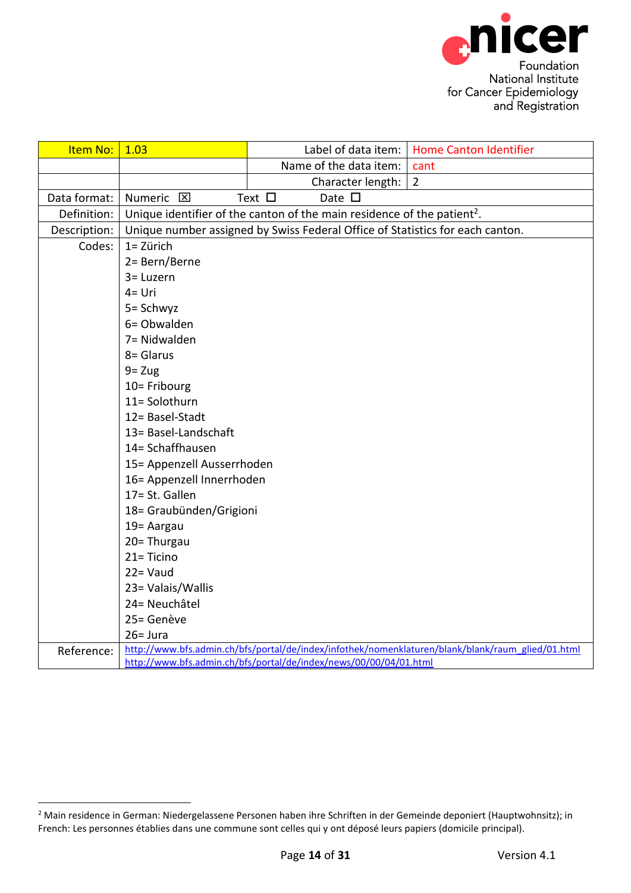| Item No: | 1.03 | Label of data item: | Home Canton Identifier |
|---|---|---|---|
| | | Name of the data item: | cant |
| | | Character length: | 2 |
| Data format: | Numeric ☒ Text ☐ Date ☐ | | |
| Definition: | Unique identifier of the canton of the main residence of the patient[2]. | | |
| Description: | Unique number assigned by Swiss Federal Office of Statistics for each canton. | | |
| Codes: | 1= Zürich<br>2= Bern/Berne<br>3= Luzern<br>4= Uri<br>5= Schwyz<br>6= Obwalden<br>7= Nidwalden<br>8= Glarus<br>9= Zug<br>10= Fribourg<br>11= Solothurn<br>12= Basel-Stadt<br>13= Basel-Landschaft<br>14= Schaffhausen<br>15= Appenzell Ausserrhoden<br>16= Appenzell Innerrhoden<br>17= St. Gallen<br>18= Graubünden/Grigioni<br>19= Aargau<br>20= Thurgau<br>21= Ticino<br>22= Vaud<br>23= Valais/Wallis<br>24= Neuchâtel<br>25= Genève<br>26= Jura | | |
| Reference: | http://www.bfs.admin.ch/bfs/portal/de/index/infothek/nomenklaturen/blank/blank/raum_glied/01.html<br>http://www.bfs.admin.ch/bfs/portal/de/index/news/00/00/04/01.html | | |

[2] Main residence in German: Niedergelassene Personen haben ihre Schriften in der Gemeinde deponiert (Hauptwohnsitz); in French: Les personnes établies dans une commune sont celles qui y ont déposé leurs papiers (domicile principal).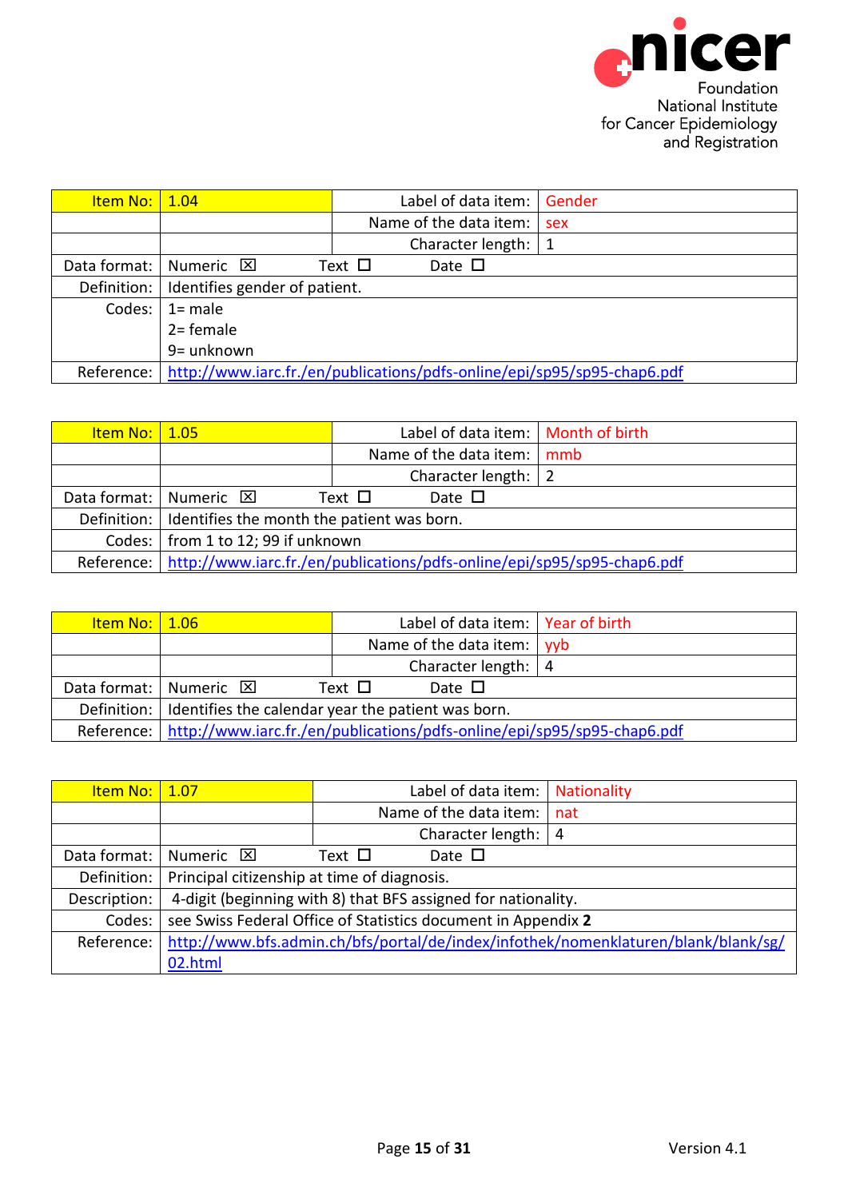| Item No: | 1.04 | Label of data item: | Gender |
|---|---|---|---|
| | | Name of the data item: | sex |
| | | Character length: | 1 |
| Data format: | Numeric ☒ Text ☐ Date ☐ | | |
| Definition: | Identifies gender of patient. | | |
| Codes: | 1= male<br>2= female<br>9= unknown | | |
| Reference: | http://www.iarc.fr./en/publications/pdfs-online/epi/sp95/sp95-chap6.pdf | | |

| Item No: | 1.05 | Label of data item: | Month of birth |
|---|---|---|---|
| | | Name of the data item: | mmb |
| | | Character length: | 2 |
| Data format: | Numeric ☒ Text ☐ Date ☐ | | |
| Definition: | Identifies the month the patient was born. | | |
| Codes: | from 1 to 12; 99 if unknown | | |
| Reference: | http://www.iarc.fr./en/publications/pdfs-online/epi/sp95/sp95-chap6.pdf | | |

| Item No: | 1.06 | Label of data item: | Year of birth |
|---|---|---|---|
| | | Name of the data item: | yyb |
| | | Character length: | 4 |
| Data format: | Numeric ☒ Text ☐ Date ☐ | | |
| Definition: | Identifies the calendar year the patient was born. | | |
| Reference: | http://www.iarc.fr./en/publications/pdfs-online/epi/sp95/sp95-chap6.pdf | | |

| Item No: | 1.07 | Label of data item: | Nationality |
|---|---|---|---|
| | | Name of the data item: | nat |
| | | Character length: | 4 |
| Data format: | Numeric ☒ Text ☐ Date ☐ | | |
| Definition: | Principal citizenship at time of diagnosis. | | |
| Description: | 4-digit (beginning with 8) that BFS assigned for nationality. | | |
| Codes: | see Swiss Federal Office of Statistics document in Appendix **2** | | |
| Reference: | http://www.bfs.admin.ch/bfs/portal/de/index/infothek/nomenklaturen/blank/blank/sg/02.html | | |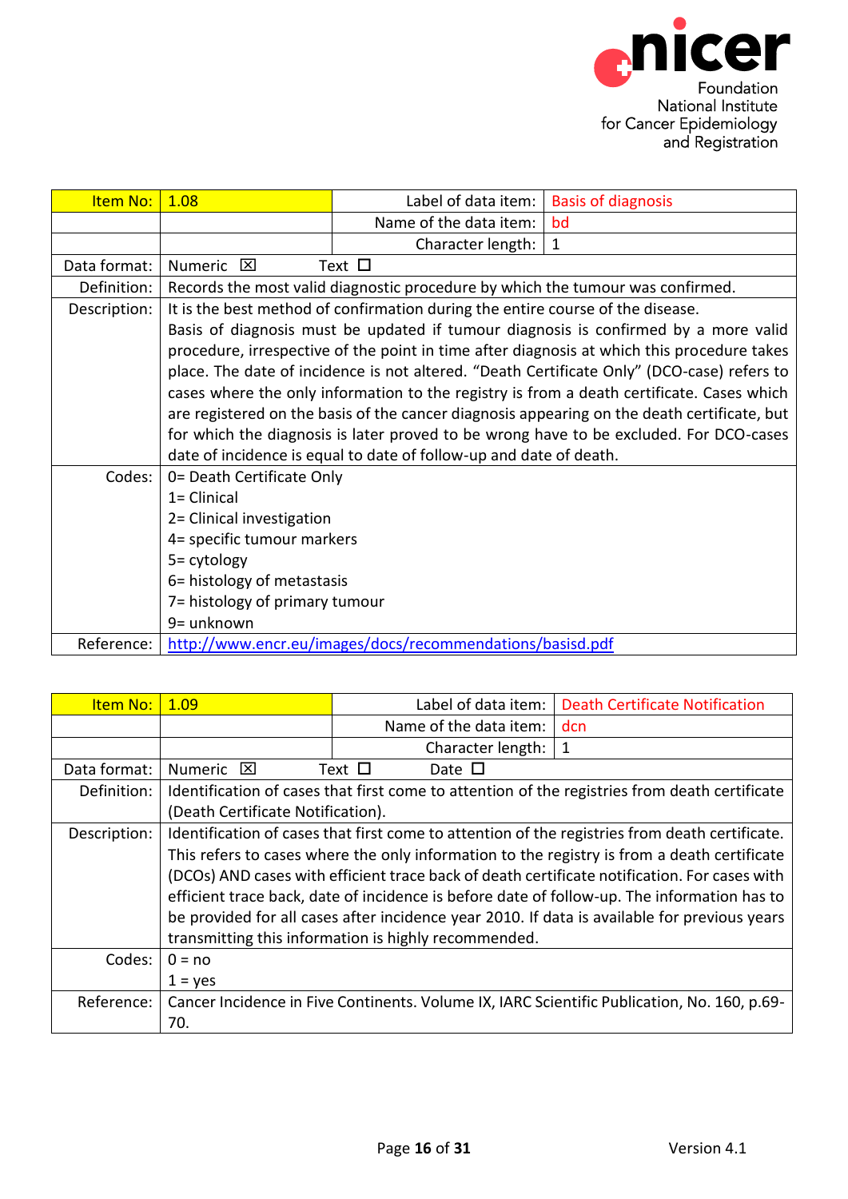| Item No: | 1.08 | Label of data item: | Basis of diagnosis |
|---|---|---|---|
| | | Name of the data item: | bd |
| | | Character length: | 1 |
| Data format: | Numeric ☒ Text ☐ | | |
| Definition: | Records the most valid diagnostic procedure by which the tumour was confirmed. | | |
| Description: | It is the best method of confirmation during the entire course of the disease. Basis of diagnosis must be updated if tumour diagnosis is confirmed by a more valid procedure, irrespective of the point in time after diagnosis at which this procedure takes place. The date of incidence is not altered. "Death Certificate Only" (DCO-case) refers to cases where the only information to the registry is from a death certificate. Cases which are registered on the basis of the cancer diagnosis appearing on the death certificate, but for which the diagnosis is later proved to be wrong have to be excluded. For DCO-cases date of incidence is equal to date of follow-up and date of death. | | |
| Codes: | 0= Death Certificate Only<br>1= Clinical<br>2= Clinical investigation<br>4= specific tumour markers<br>5= cytology<br>6= histology of metastasis<br>7= histology of primary tumour<br>9= unknown | | |
| Reference: | http://www.encr.eu/images/docs/recommendations/basisd.pdf | | |

| Item No: | 1.09 | Label of data item: | Death Certificate Notification |
|---|---|---|---|
| | | Name of the data item: | dcn |
| | | Character length: | 1 |
| Data format: | Numeric ☒ Text ☐ Date ☐ | | |
| Definition: | Identification of cases that first come to attention of the registries from death certificate (Death Certificate Notification). | | |
| Description: | Identification of cases that first come to attention of the registries from death certificate. This refers to cases where the only information to the registry is from a death certificate (DCOs) AND cases with efficient trace back of death certificate notification. For cases with efficient trace back, date of incidence is before date of follow-up. The information has to be provided for all cases after incidence year 2010. If data is available for previous years transmitting this information is highly recommended. | | |
| Codes: | 0 = no<br>1 = yes | | |
| Reference: | Cancer Incidence in Five Continents. Volume IX, IARC Scientific Publication, No. 160, p.69-70. | | |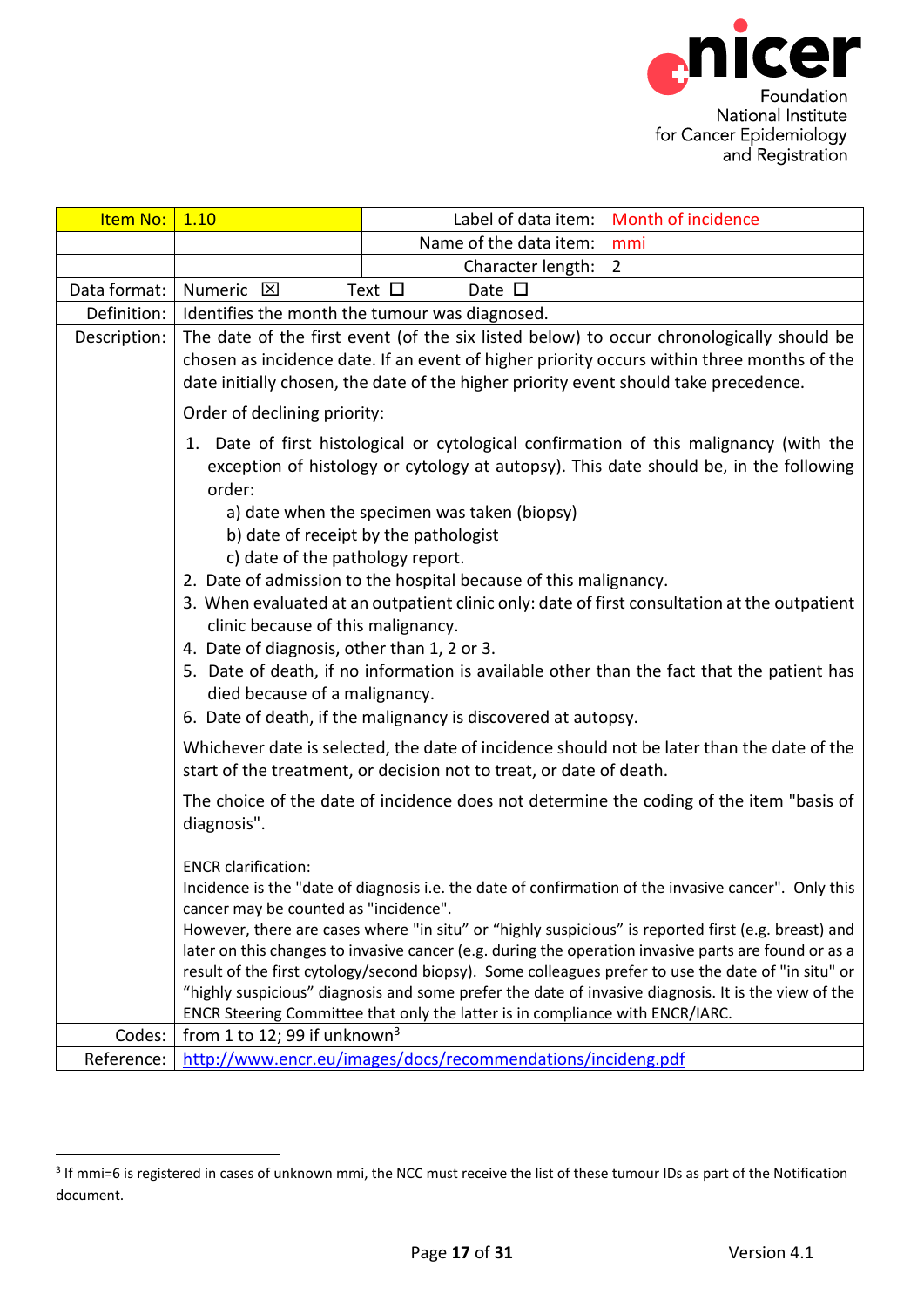| Item No: | 1.10 | Label of data item: | Month of incidence |
|---|---|---|---|
| | | Name of the data item: | mmi |
| | | Character length: | 2 |
| Data format: | Numeric ☒ Text ☐ Date ☐ | | |
| Definition: | Identifies the month the tumour was diagnosed. | | |
| Description: | The date of the first event (of the six listed below) to occur chronologically should be chosen as incidence date. If an event of higher priority occurs within three months of the date initially chosen, the date of the higher priority event should take precedence.<br><br>Order of declining priority:<br><br>1. Date of first histological or cytological confirmation of this malignancy (with the exception of histology or cytology at autopsy). This date should be, in the following order:<br>a) date when the specimen was taken (biopsy)<br>b) date of receipt by the pathologist<br>c) date of the pathology report.<br>2. Date of admission to the hospital because of this malignancy.<br>3. When evaluated at an outpatient clinic only: date of first consultation at the outpatient clinic because of this malignancy.<br>4. Date of diagnosis, other than 1, 2 or 3.<br>5. Date of death, if no information is available other than the fact that the patient has died because of a malignancy.<br>6. Date of death, if the malignancy is discovered at autopsy.<br><br>Whichever date is selected, the date of incidence should not be later than the date of the start of the treatment, or decision not to treat, or date of death.<br><br>The choice of the date of incidence does not determine the coding of the item "basis of diagnosis".<br><br>ENCR clarification:<br>Incidence is the "date of diagnosis i.e. the date of confirmation of the invasive cancer". Only this cancer may be counted as "incidence".<br>However, there are cases where "in situ" or "highly suspicious" is reported first (e.g. breast) and later on this changes to invasive cancer (e.g. during the operation invasive parts are found or as a result of the first cytology/second biopsy). Some colleagues prefer to use the date of "in situ" or "highly suspicious" diagnosis and some prefer the date of invasive diagnosis. It is the view of the ENCR Steering Committee that only the latter is in compliance with ENCR/IARC. | | |
| Codes: | from 1 to 12; 99 if unknown[3] | | |
| Reference: | http://www.encr.eu/images/docs/recommendations/incideng.pdf | | |

[3] If mmi=6 is registered in cases of unknown mmi, the NCC must receive the list of these tumour IDs as part of the Notification document.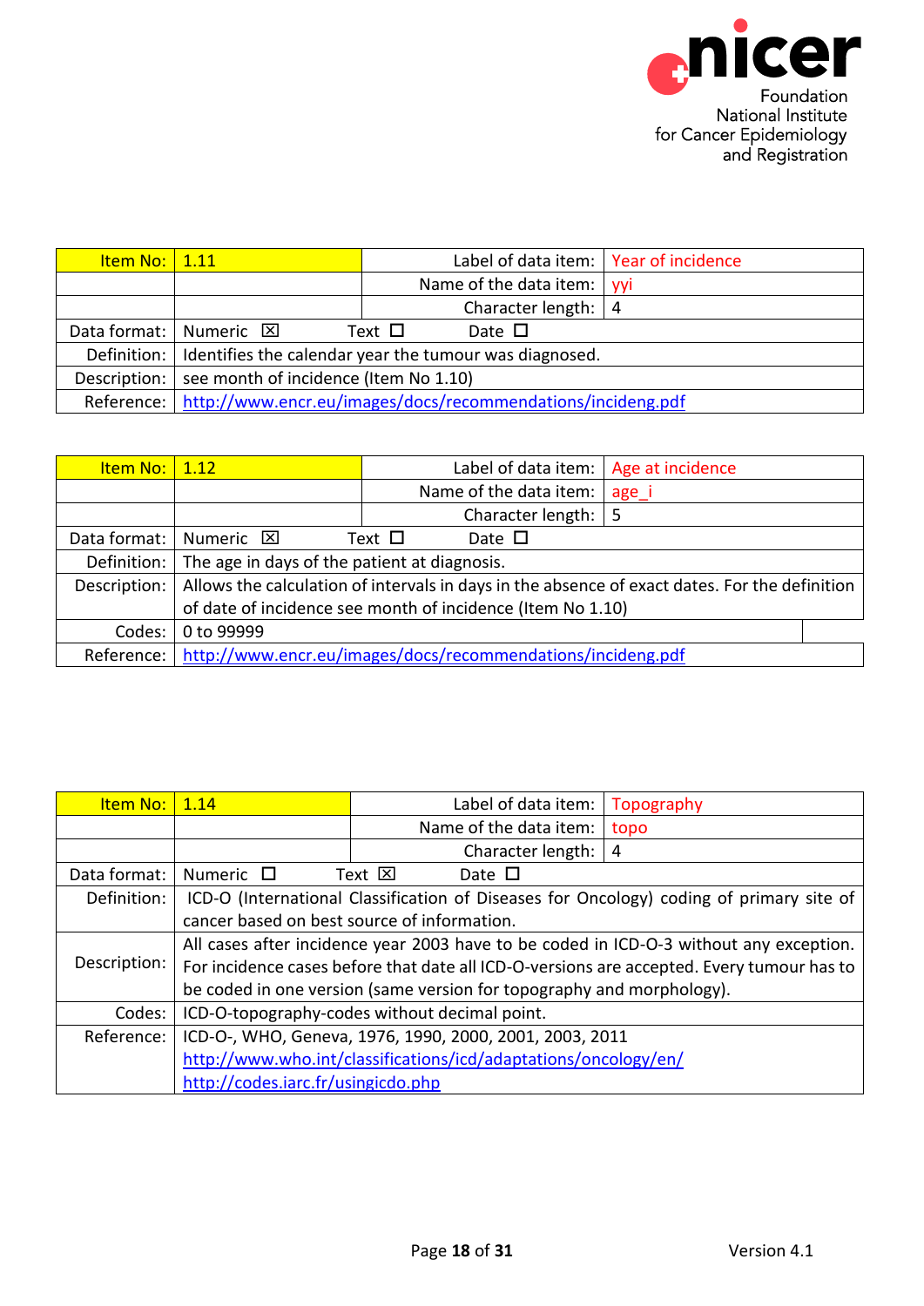| Item No: | 1.11 | Label of data item: | Year of incidence |
|---|---|---|---|
| | | Name of the data item: | yyi |
| | | Character length: | 4 |
| Data format: | Numeric ☒ Text ☐ Date ☐ | | |
| Definition: | Identifies the calendar year the tumour was diagnosed. | | |
| Description: | see month of incidence (Item No 1.10) | | |
| Reference: | http://www.encr.eu/images/docs/recommendations/incideng.pdf | | |

| Item No: | 1.12 | Label of data item: | Age at incidence |
|---|---|---|---|
| | | Name of the data item: | age_i |
| | | Character length: | 5 |
| Data format: | Numeric ☒ Text ☐ Date ☐ | | |
| Definition: | The age in days of the patient at diagnosis. | | |
| Description: | Allows the calculation of intervals in days in the absence of exact dates. For the definition of date of incidence see month of incidence (Item No 1.10) | | |
| Codes: | 0 to 99999 | | |
| Reference: | http://www.encr.eu/images/docs/recommendations/incideng.pdf | | |

| Item No: | 1.14 | Label of data item: | Topography |
|---|---|---|---|
| | | Name of the data item: | topo |
| | | Character length: | 4 |
| Data format: | Numeric ☐ Text ☒ Date ☐ | | |
| Definition: | ICD-O (International Classification of Diseases for Oncology) coding of primary site of cancer based on best source of information. | | |
| Description: | All cases after incidence year 2003 have to be coded in ICD-O-3 without any exception. For incidence cases before that date all ICD-O-versions are accepted. Every tumour has to be coded in one version (same version for topography and morphology). | | |
| Codes: | ICD-O-topography-codes without decimal point. | | |
| Reference: | ICD-O-, WHO, Geneva, 1976, 1990, 2000, 2001, 2003, 2011<br>http://www.who.int/classifications/icd/adaptations/oncology/en/<br>http://codes.iarc.fr/usingicdo.php | | |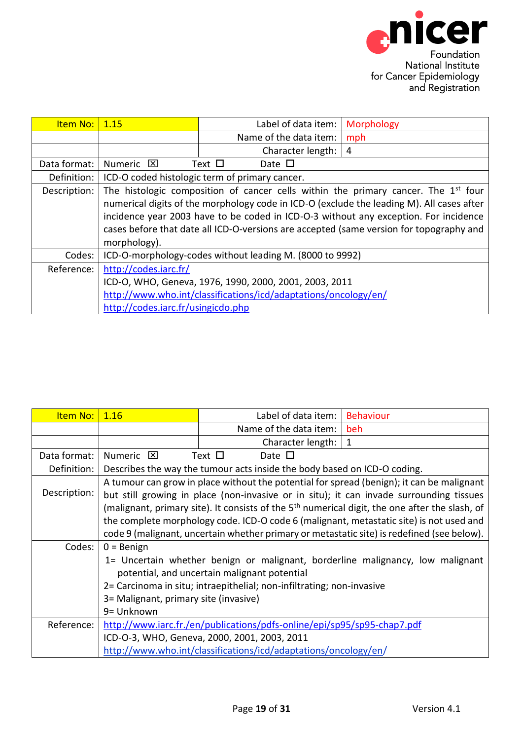| Item No: | 1.15 | Label of data item: | Morphology |
|---|---|---|---|
| | | Name of the data item: | mph |
| | | Character length: | 4 |
| Data format: | Numeric ☒ Text ☐ Date ☐ | | |
| Definition: | ICD-O coded histologic term of primary cancer. | | |
| Description: | The histologic composition of cancer cells within the primary cancer. The 1st four numerical digits of the morphology code in ICD-O (exclude the leading M). All cases after incidence year 2003 have to be coded in ICD-O-3 without any exception. For incidence cases before that date all ICD-O-versions are accepted (same version for topography and morphology). | | |
| Codes: | ICD-O-morphology-codes without leading M. (8000 to 9992) | | |
| Reference: | http://codes.iarc.fr/<br>ICD-O, WHO, Geneva, 1976, 1990, 2000, 2001, 2003, 2011<br>http://www.who.int/classifications/icd/adaptations/oncology/en/<br>http://codes.iarc.fr/usingicdo.php | | |

| Item No: | 1.16 | Label of data item: | Behaviour |
|---|---|---|---|
| | | Name of the data item: | beh |
| | | Character length: | 1 |
| Data format: | Numeric ☒ Text ☐ Date ☐ | | |
| Definition: | Describes the way the tumour acts inside the body based on ICD-O coding. | | |
| Description: | A tumour can grow in place without the potential for spread (benign); it can be malignant but still growing in place (non-invasive or in situ); it can invade surrounding tissues (malignant, primary site). It consists of the 5th numerical digit, the one after the slash, of the complete morphology code. ICD-O code 6 (malignant, metastatic site) is not used and code 9 (malignant, uncertain whether primary or metastatic site) is redefined (see below). | | |
| Codes: | 0 = Benign<br>1= Uncertain whether benign or malignant, borderline malignancy, low malignant potential, and uncertain malignant potential<br>2= Carcinoma in situ; intraepithelial; non-infiltrating; non-invasive<br>3= Malignant, primary site (invasive)<br>9= Unknown | | |
| Reference: | http://www.iarc.fr./en/publications/pdfs-online/epi/sp95/sp95-chap7.pdf<br>ICD-O-3, WHO, Geneva, 2000, 2001, 2003, 2011<br>http://www.who.int/classifications/icd/adaptations/oncology/en/ | | |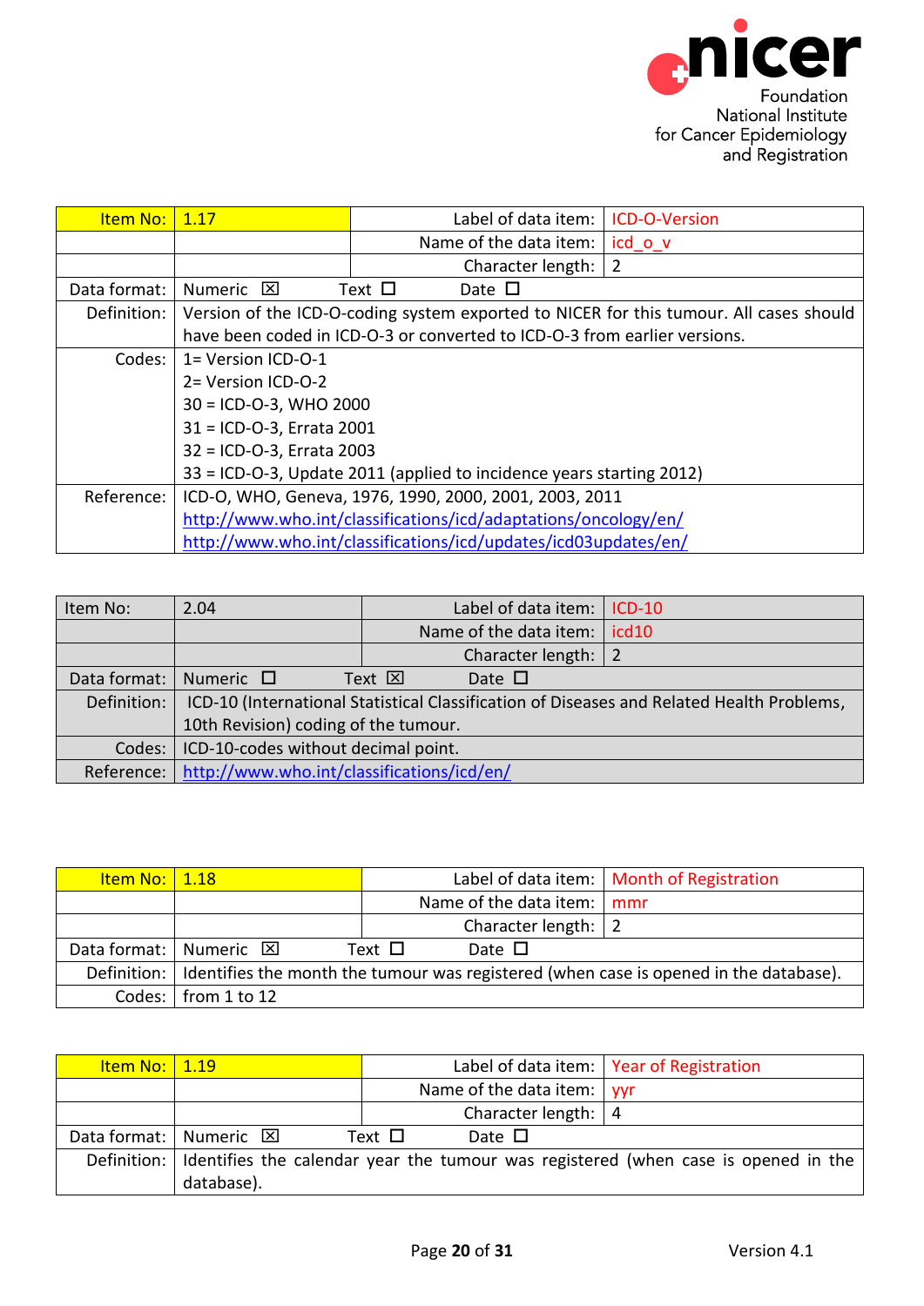| Item No: | 1.17 | Label of data item: | ICD-O-Version |
|---|---|---|---|
| | | Name of the data item: | icd_o_v |
| | | Character length: | 2 |
| Data format: | Numeric ☒ Text ☐ Date ☐ | | |
| Definition: | Version of the ICD-O-coding system exported to NICER for this tumour. All cases should have been coded in ICD-O-3 or converted to ICD-O-3 from earlier versions. | | |
| Codes: | 1= Version ICD-O-1<br>2= Version ICD-O-2<br>30 = ICD-O-3, WHO 2000<br>31 = ICD-O-3, Errata 2001<br>32 = ICD-O-3, Errata 2003<br>33 = ICD-O-3, Update 2011 (applied to incidence years starting 2012) | | |
| Reference: | ICD-O, WHO, Geneva, 1976, 1990, 2000, 2001, 2003, 2011<br>http://www.who.int/classifications/icd/adaptations/oncology/en/<br>http://www.who.int/classifications/icd/updates/icd03updates/en/ | | |

| Item No: | 2.04 | Label of data item: | ICD-10 |
|---|---|---|---|
| | | Name of the data item: | icd10 |
| | | Character length: | 2 |
| Data format: | Numeric ☐ Text ☒ Date ☐ | | |
| Definition: | ICD-10 (International Statistical Classification of Diseases and Related Health Problems, 10th Revision) coding of the tumour. | | |
| Codes: | ICD-10-codes without decimal point. | | |
| Reference: | http://www.who.int/classifications/icd/en/ | | |

| Item No: | 1.18 | Label of data item: | Month of Registration |
|---|---|---|---|
| | | Name of the data item: | mmr |
| | | Character length: | 2 |
| Data format: | Numeric ☒ Text ☐ Date ☐ | | |
| Definition: | Identifies the month the tumour was registered (when case is opened in the database). | | |
| Codes: | from 1 to 12 | | |

| Item No: | 1.19 | Label of data item: | Year of Registration |
|---|---|---|---|
| | | Name of the data item: | yyr |
| | | Character length: | 4 |
| Data format: | Numeric ☒ Text ☐ Date ☐ | | |
| Definition: | Identifies the calendar year the tumour was registered (when case is opened in the database). | | |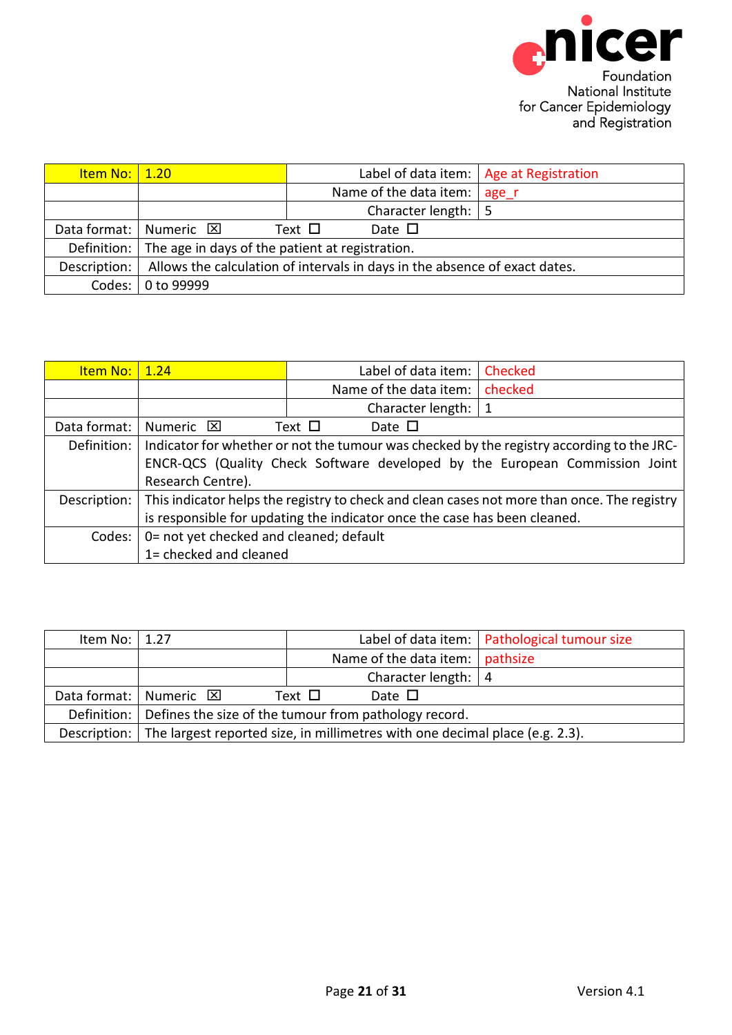| Item No: | 1.20 | Label of data item: | Age at Registration |
|---|---|---|---|
| | | Name of the data item: | age_r |
| | | Character length: | 5 |
| Data format: | Numeric ☒ Text ☐ Date ☐ | | |
| Definition: | The age in days of the patient at registration. | | |
| Description: | Allows the calculation of intervals in days in the absence of exact dates. | | |
| Codes: | 0 to 99999 | | |

| Item No: | 1.24 | Label of data item: | Checked |
|---|---|---|---|
| | | Name of the data item: | checked |
| | | Character length: | 1 |
| Data format: | Numeric ☒ Text ☐ Date ☐ | | |
| Definition: | Indicator for whether or not the tumour was checked by the registry according to the JRC-ENCR-QCS (Quality Check Software developed by the European Commission Joint Research Centre). | | |
| Description: | This indicator helps the registry to check and clean cases not more than once. The registry is responsible for updating the indicator once the case has been cleaned. | | |
| Codes: | 0= not yet checked and cleaned; default<br>1= checked and cleaned | | |

| Item No: | 1.27 | Label of data item: | Pathological tumour size |
|---|---|---|---|
| | | Name of the data item: | pathsize |
| | | Character length: | 4 |
| Data format: | Numeric ☒ Text ☐ Date ☐ | | |
| Definition: | Defines the size of the tumour from pathology record. | | |
| Description: | The largest reported size, in millimetres with one decimal place (e.g. 2.3). | | |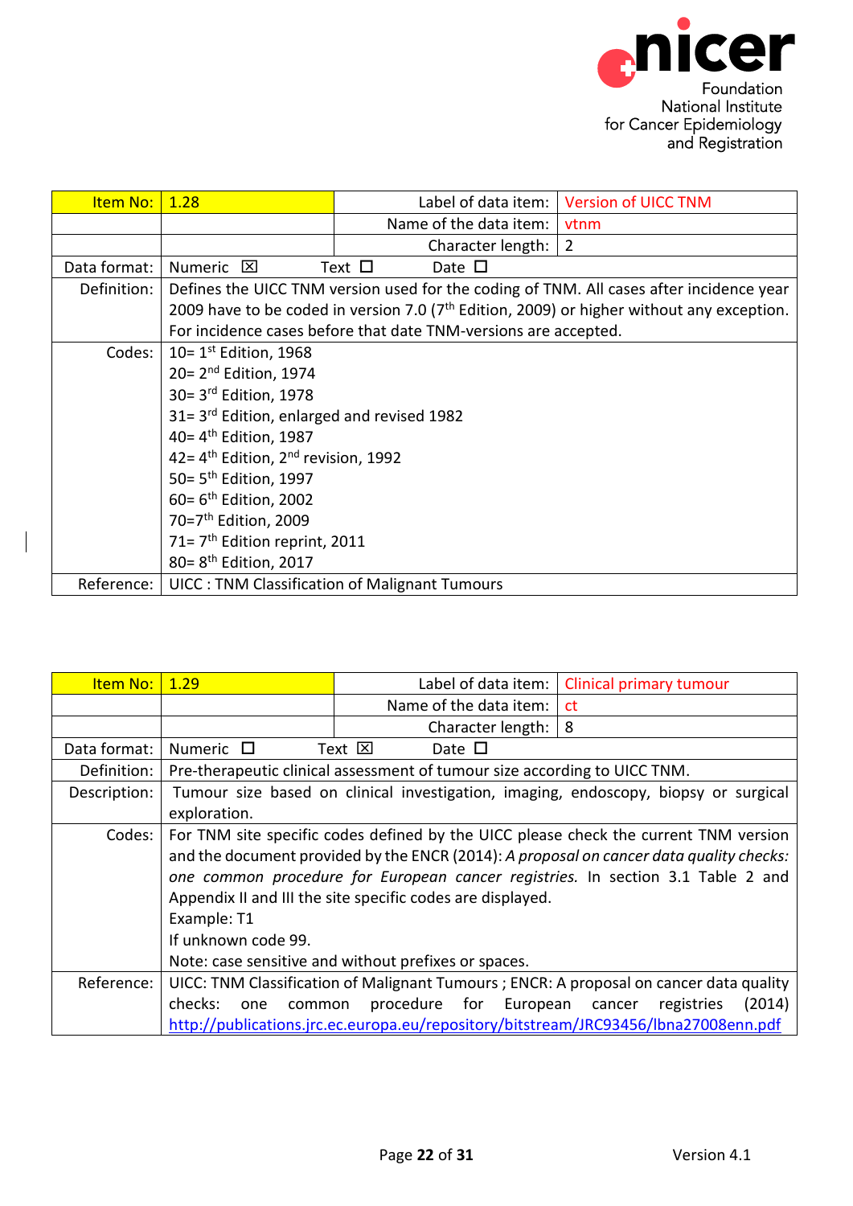| Item No: | 1.28 | Label of data item: | Version of UICC TNM |
|---|---|---|---|
| | | Name of the data item: | vtnm |
| | | Character length: | 2 |
| Data format: | Numeric ☒ Text ☐ Date ☐ | | |
| Definition: | Defines the UICC TNM version used for the coding of TNM. All cases after incidence year 2009 have to be coded in version 7.0 (7th Edition, 2009) or higher without any exception. For incidence cases before that date TNM-versions are accepted. | | |
| Codes: | 10= 1st Edition, 1968<br>20= 2nd Edition, 1974<br>30= 3rd Edition, 1978<br>31= 3rd Edition, enlarged and revised 1982<br>40= 4th Edition, 1987<br>42= 4th Edition, 2nd revision, 1992<br>50= 5th Edition, 1997<br>60= 6th Edition, 2002<br>70=7th Edition, 2009<br>71= 7th Edition reprint, 2011<br>80= 8th Edition, 2017 | | |
| Reference: | UICC : TNM Classification of Malignant Tumours | | |

| Item No: | 1.29 | Label of data item: | Clinical primary tumour |
|---|---|---|---|
| | | Name of the data item: | ct |
| | | Character length: | 8 |
| Data format: | Numeric ☐ Text ☒ Date ☐ | | |
| Definition: | Pre-therapeutic clinical assessment of tumour size according to UICC TNM. | | |
| Description: | Tumour size based on clinical investigation, imaging, endoscopy, biopsy or surgical exploration. | | |
| Codes: | For TNM site specific codes defined by the UICC please check the current TNM version and the document provided by the ENCR (2014): *A proposal on cancer data quality checks: one common procedure for European cancer registries.* In section 3.1 Table 2 and Appendix II and III the site specific codes are displayed.<br>Example: T1<br>If unknown code 99.<br>Note: case sensitive and without prefixes or spaces. | | |
| Reference: | UICC: TNM Classification of Malignant Tumours ; ENCR: A proposal on cancer data quality checks: one common procedure for European cancer registries (2014) http://publications.jrc.ec.europa.eu/repository/bitstream/JRC93456/lbna27008enn.pdf | | |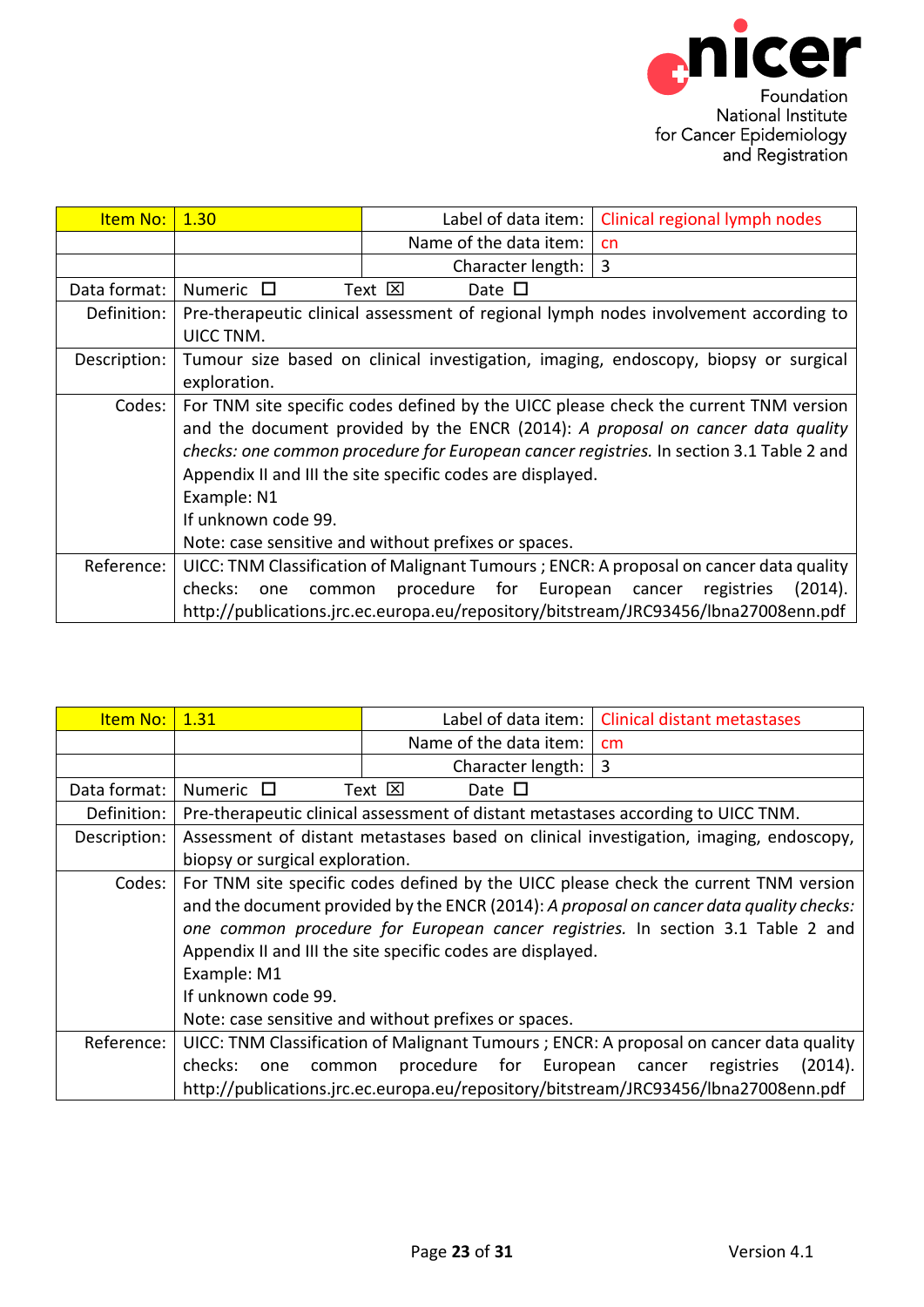| Item No: | 1.30 | Label of data item: | Clinical regional lymph nodes |
|---|---|---|---|
| | | Name of the data item: | cn |
| | | Character length: | 3 |
| Data format: | Numeric ☐ Text ☒ Date ☐ | | |
| Definition: | Pre-therapeutic clinical assessment of regional lymph nodes involvement according to UICC TNM. | | |
| Description: | Tumour size based on clinical investigation, imaging, endoscopy, biopsy or surgical exploration. | | |
| Codes: | For TNM site specific codes defined by the UICC please check the current TNM version and the document provided by the ENCR (2014): *A proposal on cancer data quality checks: one common procedure for European cancer registries.* In section 3.1 Table 2 and Appendix II and III the site specific codes are displayed.<br>Example: N1<br>If unknown code 99.<br>Note: case sensitive and without prefixes or spaces. | | |
| Reference: | UICC: TNM Classification of Malignant Tumours ; ENCR: A proposal on cancer data quality checks: one common procedure for European cancer registries (2014). http://publications.jrc.ec.europa.eu/repository/bitstream/JRC93456/lbna27008enn.pdf | | |

| Item No: | 1.31 | Label of data item: | Clinical distant metastases |
|---|---|---|---|
| | | Name of the data item: | cm |
| | | Character length: | 3 |
| Data format: | Numeric ☐ Text ☒ Date ☐ | | |
| Definition: | Pre-therapeutic clinical assessment of distant metastases according to UICC TNM. | | |
| Description: | Assessment of distant metastases based on clinical investigation, imaging, endoscopy, biopsy or surgical exploration. | | |
| Codes: | For TNM site specific codes defined by the UICC please check the current TNM version and the document provided by the ENCR (2014): *A proposal on cancer data quality checks: one common procedure for European cancer registries.* In section 3.1 Table 2 and Appendix II and III the site specific codes are displayed.<br>Example: M1<br>If unknown code 99.<br>Note: case sensitive and without prefixes or spaces. | | |
| Reference: | UICC: TNM Classification of Malignant Tumours ; ENCR: A proposal on cancer data quality checks: one common procedure for European cancer registries (2014). http://publications.jrc.ec.europa.eu/repository/bitstream/JRC93456/lbna27008enn.pdf | | |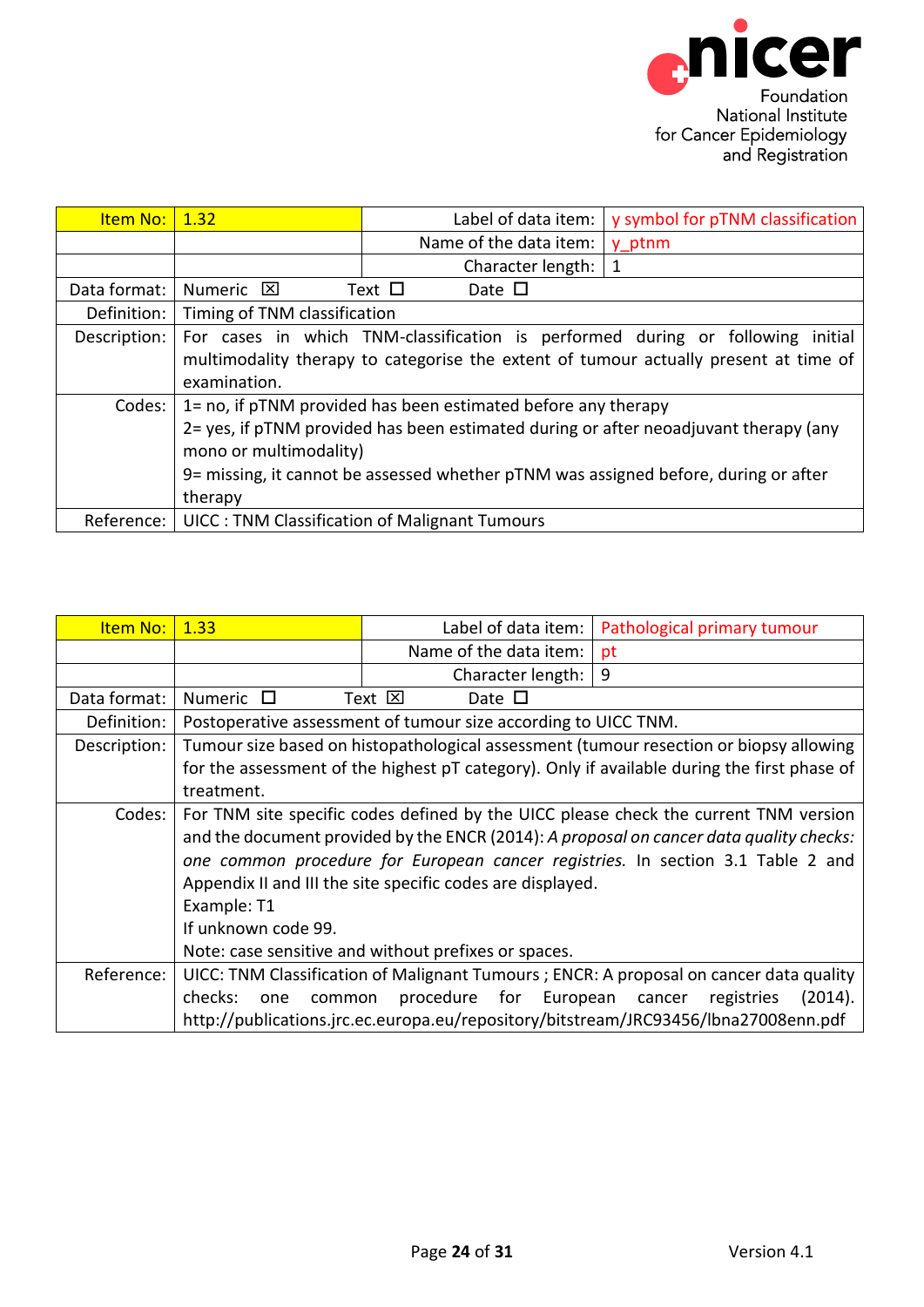| Item No: | 1.32 | Label of data item: | y symbol for pTNM classification |
|---|---|---|---|
| | | Name of the data item: | y_ptnm |
| | | Character length: | 1 |
| Data format: | Numeric ☒ Text ☐ Date ☐ | | |
| Definition: | Timing of TNM classification | | |
| Description: | For cases in which TNM-classification is performed during or following initial multimodality therapy to categorise the extent of tumour actually present at time of examination. | | |
| Codes: | 1= no, if pTNM provided has been estimated before any therapy<br>2= yes, if pTNM provided has been estimated during or after neoadjuvant therapy (any mono or multimodality)<br>9= missing, it cannot be assessed whether pTNM was assigned before, during or after therapy | | |
| Reference: | UICC : TNM Classification of Malignant Tumours | | |

| Item No: | 1.33 | Label of data item: | Pathological primary tumour |
|---|---|---|---|
| | | Name of the data item: | pt |
| | | Character length: | 9 |
| Data format: | Numeric ☐ Text ☒ Date ☐ | | |
| Definition: | Postoperative assessment of tumour size according to UICC TNM. | | |
| Description: | Tumour size based on histopathological assessment (tumour resection or biopsy allowing for the assessment of the highest pT category). Only if available during the first phase of treatment. | | |
| Codes: | For TNM site specific codes defined by the UICC please check the current TNM version and the document provided by the ENCR (2014): *A proposal on cancer data quality checks: one common procedure for European cancer registries.* In section 3.1 Table 2 and Appendix II and III the site specific codes are displayed.<br>Example: T1<br>If unknown code 99.<br>Note: case sensitive and without prefixes or spaces. | | |
| Reference: | UICC: TNM Classification of Malignant Tumours ; ENCR: A proposal on cancer data quality checks: one common procedure for European cancer registries (2014). http://publications.jrc.ec.europa.eu/repository/bitstream/JRC93456/lbna27008enn.pdf | | |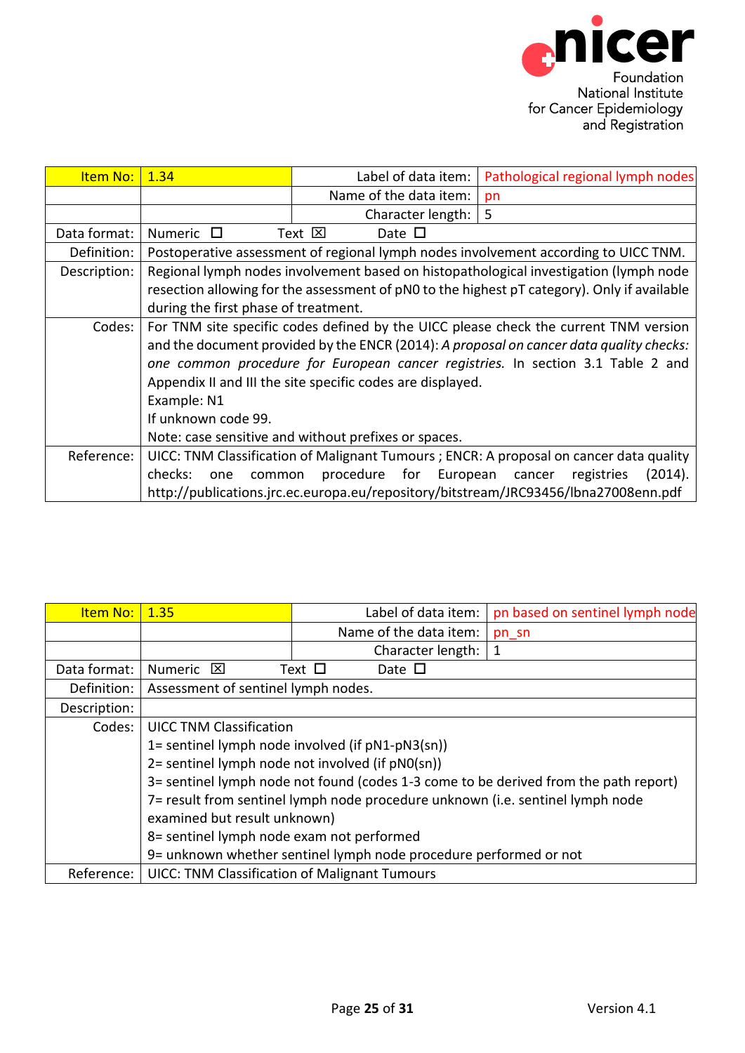| Item No: | 1.34 | Label of data item: | Pathological regional lymph nodes |
|---|---|---|---|
| | | Name of the data item: | pn |
| | | Character length: | 5 |
| Data format: | Numeric ☐ Text ☒ Date ☐ | | |
| Definition: | Postoperative assessment of regional lymph nodes involvement according to UICC TNM. | | |
| Description: | Regional lymph nodes involvement based on histopathological investigation (lymph node resection allowing for the assessment of pN0 to the highest pT category). Only if available during the first phase of treatment. | | |
| Codes: | For TNM site specific codes defined by the UICC please check the current TNM version and the document provided by the ENCR (2014): *A proposal on cancer data quality checks: one common procedure for European cancer registries.* In section 3.1 Table 2 and Appendix II and III the site specific codes are displayed.<br>Example: N1<br>If unknown code 99.<br>Note: case sensitive and without prefixes or spaces. | | |
| Reference: | UICC: TNM Classification of Malignant Tumours ; ENCR: A proposal on cancer data quality checks: one common procedure for European cancer registries (2014). http://publications.jrc.ec.europa.eu/repository/bitstream/JRC93456/lbna27008enn.pdf | | |

| Item No: | 1.35 | Label of data item: | pn based on sentinel lymph node |
|---|---|---|---|
| | | Name of the data item: | pn_sn |
| | | Character length: | 1 |
| Data format: | Numeric ☒ Text ☐ Date ☐ | | |
| Definition: | Assessment of sentinel lymph nodes. | | |
| Description: | | | |
| Codes: | UICC TNM Classification<br>1= sentinel lymph node involved (if pN1-pN3(sn))<br>2= sentinel lymph node not involved (if pN0(sn))<br>3= sentinel lymph node not found (codes 1-3 come to be derived from the path report)<br>7= result from sentinel lymph node procedure unknown (i.e. sentinel lymph node examined but result unknown)<br>8= sentinel lymph node exam not performed<br>9= unknown whether sentinel lymph node procedure performed or not | | |
| Reference: | UICC: TNM Classification of Malignant Tumours | | |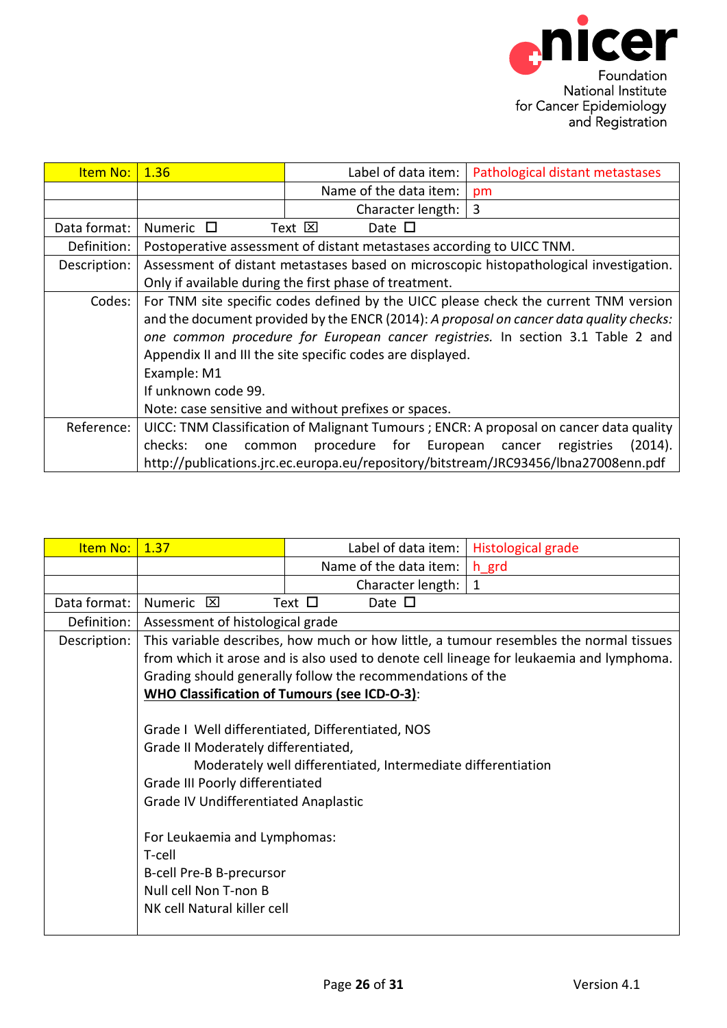| Item No: | 1.36 | Label of data item: | Pathological distant metastases |
|---|---|---|---|
| | | Name of the data item: | pm |
| | | Character length: | 3 |
| Data format: | Numeric ☐ Text ☒ Date ☐ | | |
| Definition: | Postoperative assessment of distant metastases according to UICC TNM. | | |
| Description: | Assessment of distant metastases based on microscopic histopathological investigation. Only if available during the first phase of treatment. | | |
| Codes: | For TNM site specific codes defined by the UICC please check the current TNM version and the document provided by the ENCR (2014): *A proposal on cancer data quality checks: one common procedure for European cancer registries.* In section 3.1 Table 2 and Appendix II and III the site specific codes are displayed.<br>Example: M1<br>If unknown code 99.<br>Note: case sensitive and without prefixes or spaces. | | |
| Reference: | UICC: TNM Classification of Malignant Tumours ; ENCR: A proposal on cancer data quality checks: one common procedure for European cancer registries (2014). http://publications.jrc.ec.europa.eu/repository/bitstream/JRC93456/lbna27008enn.pdf | | |

| Item No: | 1.37 | Label of data item: | Histological grade |
|---|---|---|---|
| | | Name of the data item: | h_grd |
| | | Character length: | 1 |
| Data format: | Numeric ☒ Text ☐ Date ☐ | | |
| Definition: | Assessment of histological grade | | |
| Description: | This variable describes, how much or how little, a tumour resembles the normal tissues from which it arose and is also used to denote cell lineage for leukaemia and lymphoma. Grading should generally follow the recommendations of the **WHO Classification of Tumours (see ICD-O-3)**:<br><br>Grade I Well differentiated, Differentiated, NOS<br>Grade II Moderately differentiated,<br>Moderately well differentiated, Intermediate differentiation<br>Grade III Poorly differentiated<br>Grade IV Undifferentiated Anaplastic<br><br>For Leukaemia and Lymphomas:<br>T-cell<br>B-cell Pre-B B-precursor<br>Null cell Non T-non B<br>NK cell Natural killer cell | | |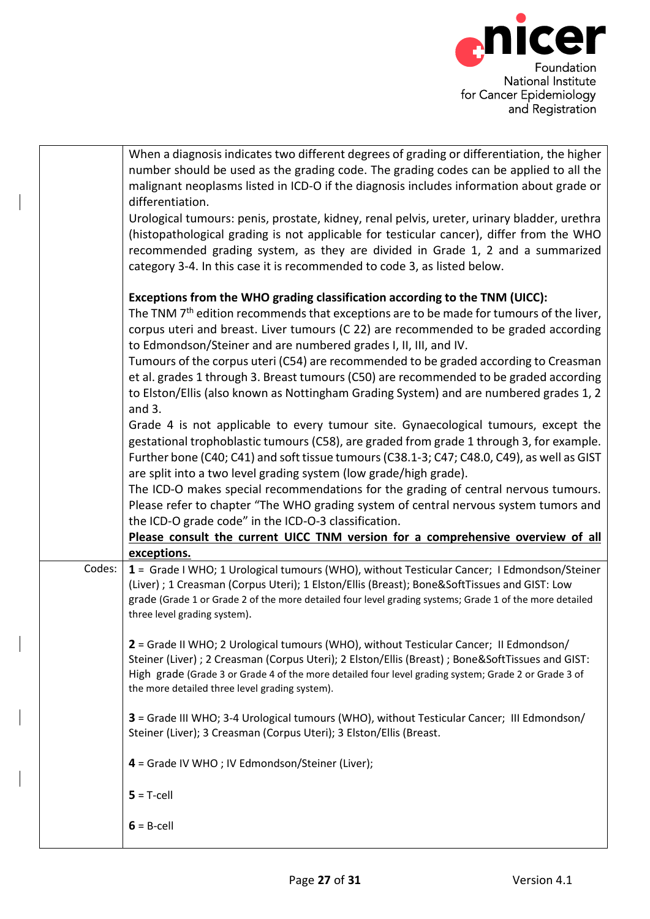| | |
|---|---|
| | When a diagnosis indicates two different degrees of grading or differentiation, the higher number should be used as the grading code. The grading codes can be applied to all the malignant neoplasms listed in ICD-O if the diagnosis includes information about grade or differentiation.<br>Urological tumours: penis, prostate, kidney, renal pelvis, ureter, urinary bladder, urethra (histopathological grading is not applicable for testicular cancer), differ from the WHO recommended grading system, as they are divided in Grade 1, 2 and a summarized category 3-4. In this case it is recommended to code 3, as listed below.<br><br>**Exceptions from the WHO grading classification according to the TNM (UICC):**<br>The TNM 7th edition recommends that exceptions are to be made for tumours of the liver, corpus uteri and breast. Liver tumours (C 22) are recommended to be graded according to Edmondson/Steiner and are numbered grades I, II, III, and IV.<br>Tumours of the corpus uteri (C54) are recommended to be graded according to Creasman et al. grades 1 through 3. Breast tumours (C50) are recommended to be graded according to Elston/Ellis (also known as Nottingham Grading System) and are numbered grades 1, 2 and 3.<br>Grade 4 is not applicable to every tumour site. Gynaecological tumours, except the gestational trophoblastic tumours (C58), are graded from grade 1 through 3, for example. Further bone (C40; C41) and soft tissue tumours (C38.1-3; C47; C48.0, C49), as well as GIST are split into a two level grading system (low grade/high grade).<br>The ICD-O makes special recommendations for the grading of central nervous tumours. Please refer to chapter "The WHO grading system of central nervous system tumors and the ICD-O grade code" in the ICD-O-3 classification.<br>**Please consult the current UICC TNM version for a comprehensive overview of all exceptions.** |
| Codes: | **1** = Grade I WHO; 1 Urological tumours (WHO), without Testicular Cancer; I Edmondson/Steiner (Liver) ; 1 Creasman (Corpus Uteri); 1 Elston/Ellis (Breast); Bone&SoftTissues and GIST: Low grade (Grade 1 or Grade 2 of the more detailed four level grading systems; Grade 1 of the more detailed three level grading system).<br><br>**2** = Grade II WHO; 2 Urological tumours (WHO), without Testicular Cancer; II Edmondson/ Steiner (Liver) ; 2 Creasman (Corpus Uteri); 2 Elston/Ellis (Breast) ; Bone&SoftTissues and GIST: High grade (Grade 3 or Grade 4 of the more detailed four level grading system; Grade 2 or Grade 3 of the more detailed three level grading system).<br><br>**3** = Grade III WHO; 3-4 Urological tumours (WHO), without Testicular Cancer; III Edmondson/ Steiner (Liver); 3 Creasman (Corpus Uteri); 3 Elston/Ellis (Breast.<br><br>**4** = Grade IV WHO ; IV Edmondson/Steiner (Liver);<br><br>**5** = T-cell<br><br>**6** = B-cell |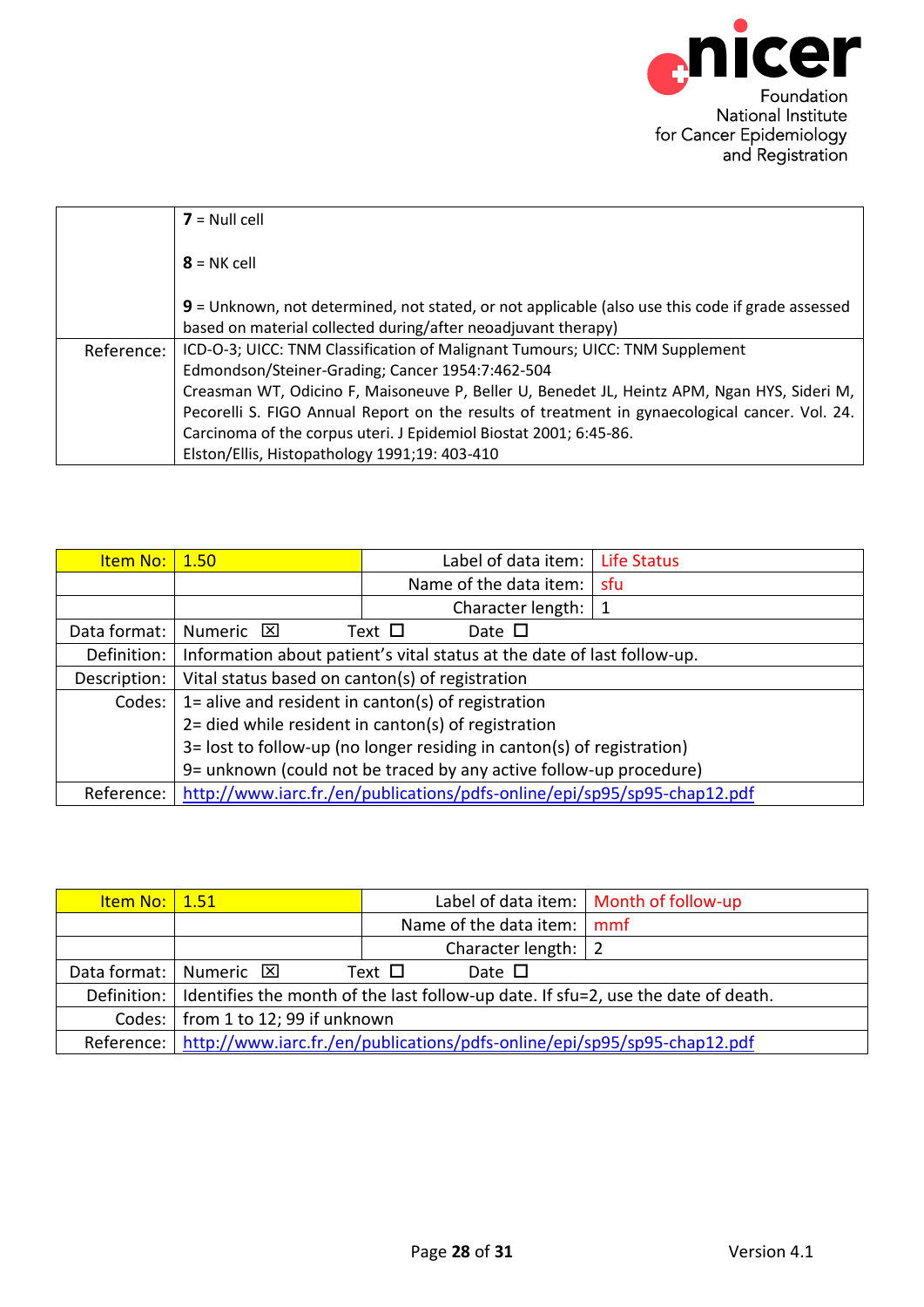|  |  |
|---|---|
|  | **7** = Null cell<br><br>**8** = NK cell<br><br>**9** = Unknown, not determined, not stated, or not applicable (also use this code if grade assessed based on material collected during/after neoadjuvant therapy) |
| Reference: | ICD-O-3; UICC: TNM Classification of Malignant Tumours; UICC: TNM Supplement<br>Edmondson/Steiner-Grading; Cancer 1954:7:462-504<br>Creasman WT, Odicino F, Maisoneuve P, Beller U, Benedet JL, Heintz APM, Ngan HYS, Sideri M, Pecorelli S. FIGO Annual Report on the results of treatment in gynaecological cancer. Vol. 24. Carcinoma of the corpus uteri. J Epidemiol Biostat 2001; 6:45-86.<br>Elston/Ellis, Histopathology 1991;19: 403-410 |

| Item No: | 1.50 | Label of data item: | Life Status |
|---|---|---|---|
|  |  | Name of the data item: | sfu |
|  |  | Character length: | 1 |
| Data format: | Numeric ☒ Text ☐ Date ☐ | | |
| Definition: | Information about patient's vital status at the date of last follow-up. | | |
| Description: | Vital status based on canton(s) of registration | | |
| Codes: | 1= alive and resident in canton(s) of registration<br>2= died while resident in canton(s) of registration<br>3= lost to follow-up (no longer residing in canton(s) of registration)<br>9= unknown (could not be traced by any active follow-up procedure) | | |
| Reference: | http://www.iarc.fr./en/publications/pdfs-online/epi/sp95/sp95-chap12.pdf | | |

| Item No: | 1.51 | Label of data item: | Month of follow-up |
|---|---|---|---|
|  |  | Name of the data item: | mmf |
|  |  | Character length: | 2 |
| Data format: | Numeric ☒ Text ☐ Date ☐ | | |
| Definition: | Identifies the month of the last follow-up date. If sfu=2, use the date of death. | | |
| Codes: | from 1 to 12; 99 if unknown | | |
| Reference: | http://www.iarc.fr./en/publications/pdfs-online/epi/sp95/sp95-chap12.pdf | | |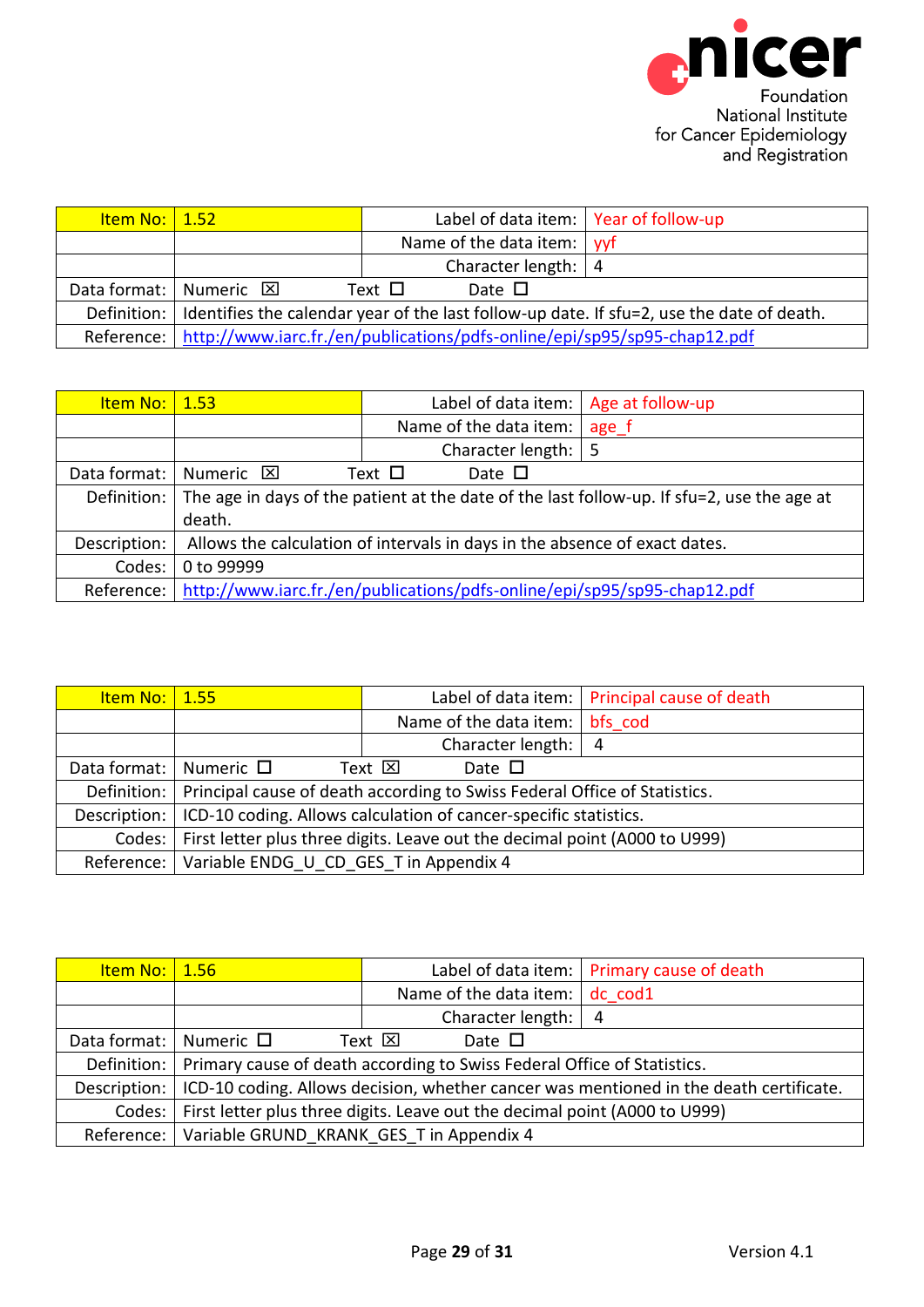| Item No: | 1.52 | Label of data item: | Year of follow-up |
|---|---|---|---|
| | | Name of the data item: | yyf |
| | | Character length: | 4 |
| Data format: | Numeric ☒ Text ☐ Date ☐ | | |
| Definition: | Identifies the calendar year of the last follow-up date. If sfu=2, use the date of death. | | |
| Reference: | http://www.iarc.fr./en/publications/pdfs-online/epi/sp95/sp95-chap12.pdf | | |

| Item No: | 1.53 | Label of data item: | Age at follow-up |
|---|---|---|---|
| | | Name of the data item: | age_f |
| | | Character length: | 5 |
| Data format: | Numeric ☒ Text ☐ Date ☐ | | |
| Definition: | The age in days of the patient at the date of the last follow-up. If sfu=2, use the age at death. | | |
| Description: | Allows the calculation of intervals in days in the absence of exact dates. | | |
| Codes: | 0 to 99999 | | |
| Reference: | http://www.iarc.fr./en/publications/pdfs-online/epi/sp95/sp95-chap12.pdf | | |

| Item No: | 1.55 | Label of data item: | Principal cause of death |
|---|---|---|---|
| | | Name of the data item: | bfs_cod |
| | | Character length: | 4 |
| Data format: | Numeric ☐ Text ☒ Date ☐ | | |
| Definition: | Principal cause of death according to Swiss Federal Office of Statistics. | | |
| Description: | ICD-10 coding. Allows calculation of cancer-specific statistics. | | |
| Codes: | First letter plus three digits. Leave out the decimal point (A000 to U999) | | |
| Reference: | Variable ENDG_U_CD_GES_T in Appendix 4 | | |

| Item No: | 1.56 | Label of data item: | Primary cause of death |
|---|---|---|---|
| | | Name of the data item: | dc_cod1 |
| | | Character length: | 4 |
| Data format: | Numeric ☐ Text ☒ Date ☐ | | |
| Definition: | Primary cause of death according to Swiss Federal Office of Statistics. | | |
| Description: | ICD-10 coding. Allows decision, whether cancer was mentioned in the death certificate. | | |
| Codes: | First letter plus three digits. Leave out the decimal point (A000 to U999) | | |
| Reference: | Variable GRUND_KRANK_GES_T in Appendix 4 | | |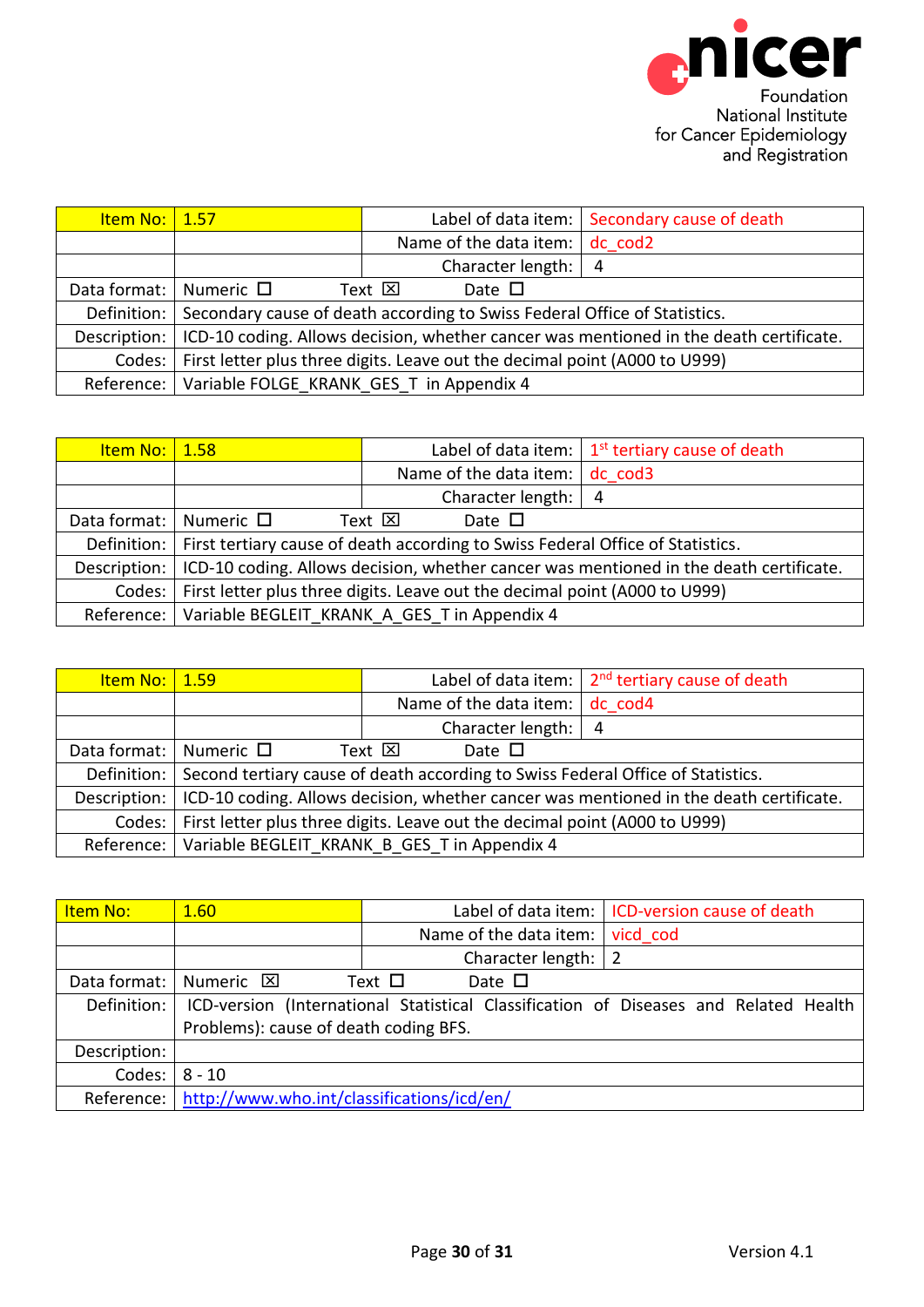| Item No: | 1.57 | Label of data item: | Secondary cause of death |
|---|---|---|---|
| | | Name of the data item: | dc_cod2 |
| | | Character length: | 4 |
| Data format: | Numeric ☐ Text ☒ Date ☐ | | |
| Definition: | Secondary cause of death according to Swiss Federal Office of Statistics. | | |
| Description: | ICD-10 coding. Allows decision, whether cancer was mentioned in the death certificate. | | |
| Codes: | First letter plus three digits. Leave out the decimal point (A000 to U999) | | |
| Reference: | Variable FOLGE_KRANK_GES_T in Appendix 4 | | |

| Item No: | 1.58 | Label of data item: | 1st tertiary cause of death |
|---|---|---|---|
| | | Name of the data item: | dc_cod3 |
| | | Character length: | 4 |
| Data format: | Numeric ☐ Text ☒ Date ☐ | | |
| Definition: | First tertiary cause of death according to Swiss Federal Office of Statistics. | | |
| Description: | ICD-10 coding. Allows decision, whether cancer was mentioned in the death certificate. | | |
| Codes: | First letter plus three digits. Leave out the decimal point (A000 to U999) | | |
| Reference: | Variable BEGLEIT_KRANK_A_GES_T in Appendix 4 | | |

| Item No: | 1.59 | Label of data item: | 2nd tertiary cause of death |
|---|---|---|---|
| | | Name of the data item: | dc_cod4 |
| | | Character length: | 4 |
| Data format: | Numeric ☐ Text ☒ Date ☐ | | |
| Definition: | Second tertiary cause of death according to Swiss Federal Office of Statistics. | | |
| Description: | ICD-10 coding. Allows decision, whether cancer was mentioned in the death certificate. | | |
| Codes: | First letter plus three digits. Leave out the decimal point (A000 to U999) | | |
| Reference: | Variable BEGLEIT_KRANK_B_GES_T in Appendix 4 | | |

| Item No: | 1.60 | Label of data item: | ICD-version cause of death |
|---|---|---|---|
| | | Name of the data item: | vicd_cod |
| | | Character length: | 2 |
| Data format: | Numeric ☒ Text ☐ Date ☐ | | |
| Definition: | ICD-version (International Statistical Classification of Diseases and Related Health Problems): cause of death coding BFS. | | |
| Description: | | | |
| Codes: | 8 - 10 | | |
| Reference: | http://www.who.int/classifications/icd/en/ | | |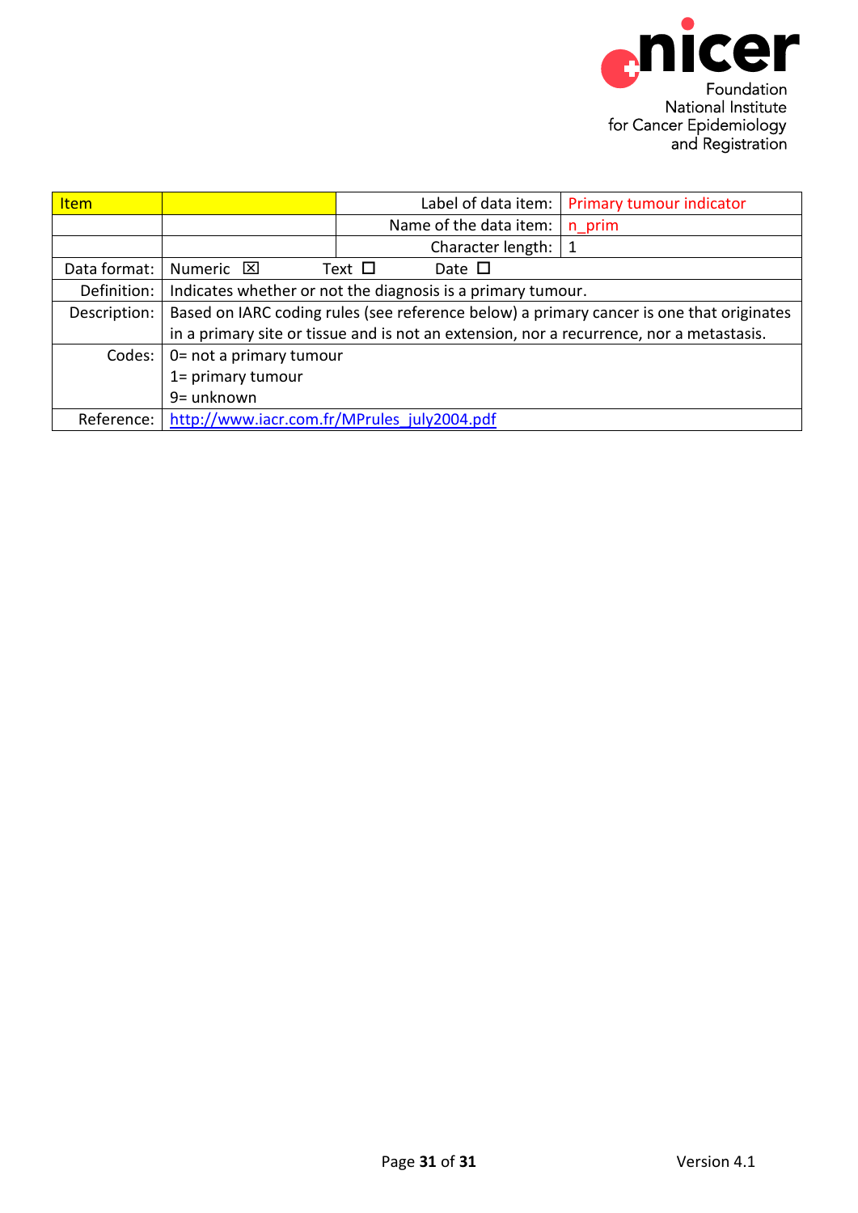| Item | | Label of data item: | Primary tumour indicator |
|---|---|---|---|
| | | Name of the data item: | n_prim |
| | | Character length: | 1 |
| Data format: | Numeric ☒ Text ☐ Date ☐ | | |
| Definition: | Indicates whether or not the diagnosis is a primary tumour. | | |
| Description: | Based on IARC coding rules (see reference below) a primary cancer is one that originates in a primary site or tissue and is not an extension, nor a recurrence, nor a metastasis. | | |
| Codes: | 0= not a primary tumour<br>1= primary tumour<br>9= unknown | | |
| Reference: | http://www.iacr.com.fr/MPrules_july2004.pdf | | |

Version 4.1